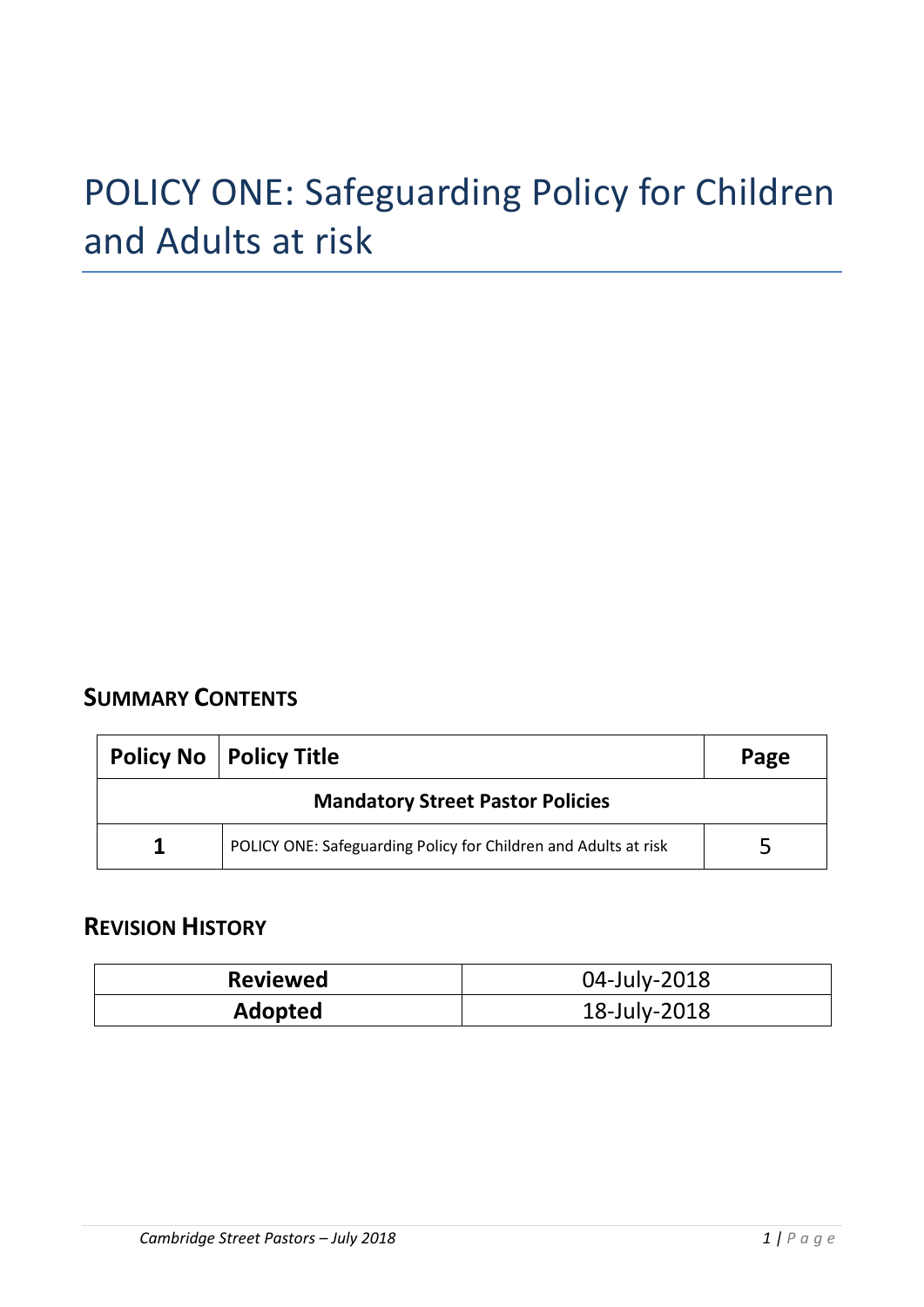# POLICY ONE: Safeguarding Policy for Children and Adults at risk

## Summary Contents

| Policy No | Policy Title | Page |
|---|---|---|
| **Mandatory Street Pastor Policies** | | |
| **1** | POLICY ONE: Safeguarding Policy for Children and Adults at risk | 5 |

## Revision History

| | |
|---|---|
| **Reviewed** | 04-July-2018 |
| **Adopted** | 18-July-2018 |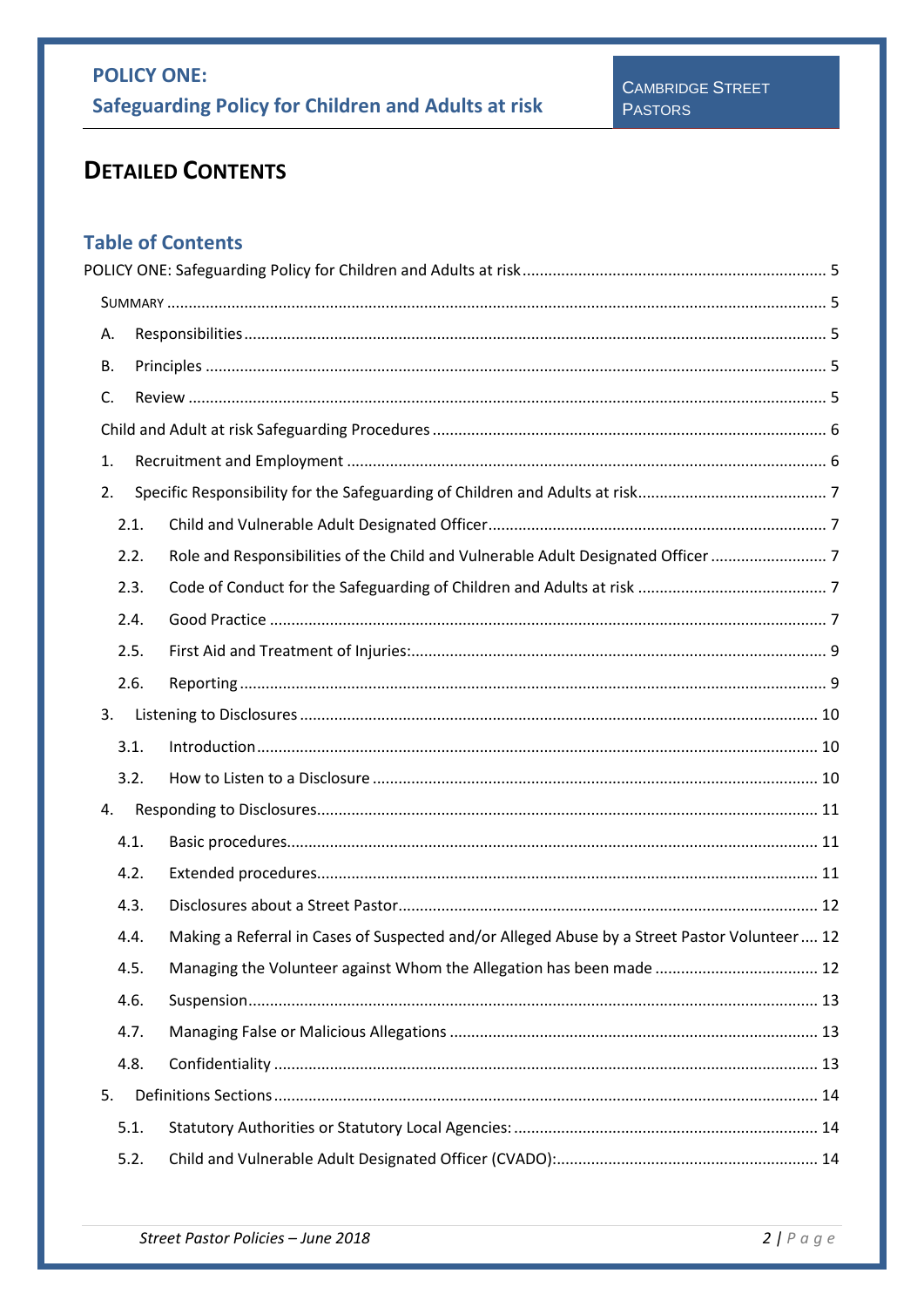# DETAILED CONTENTS

## Table of Contents

POLICY ONE: Safeguarding Policy for Children and Adults at risk ..... 5

- SUMMARY ..... 5
- A. Responsibilities ..... 5
- B. Principles ..... 5
- C. Review ..... 5
- Child and Adult at risk Safeguarding Procedures ..... 6
- 1. Recruitment and Employment ..... 6
- 2. Specific Responsibility for the Safeguarding of Children and Adults at risk ..... 7
  - 2.1. Child and Vulnerable Adult Designated Officer ..... 7
  - 2.2. Role and Responsibilities of the Child and Vulnerable Adult Designated Officer ..... 7
  - 2.3. Code of Conduct for the Safeguarding of Children and Adults at risk ..... 7
  - 2.4. Good Practice ..... 7
  - 2.5. First Aid and Treatment of Injuries: ..... 9
  - 2.6. Reporting ..... 9
- 3. Listening to Disclosures ..... 10
  - 3.1. Introduction ..... 10
  - 3.2. How to Listen to a Disclosure ..... 10
- 4. Responding to Disclosures ..... 11
  - 4.1. Basic procedures ..... 11
  - 4.2. Extended procedures ..... 11
  - 4.3. Disclosures about a Street Pastor ..... 12
  - 4.4. Making a Referral in Cases of Suspected and/or Alleged Abuse by a Street Pastor Volunteer ..... 12
  - 4.5. Managing the Volunteer against Whom the Allegation has been made ..... 12
  - 4.6. Suspension ..... 13
  - 4.7. Managing False or Malicious Allegations ..... 13
  - 4.8. Confidentiality ..... 13
- 5. Definitions Sections ..... 14
  - 5.1. Statutory Authorities or Statutory Local Agencies: ..... 14
  - 5.2. Child and Vulnerable Adult Designated Officer (CVADO): ..... 14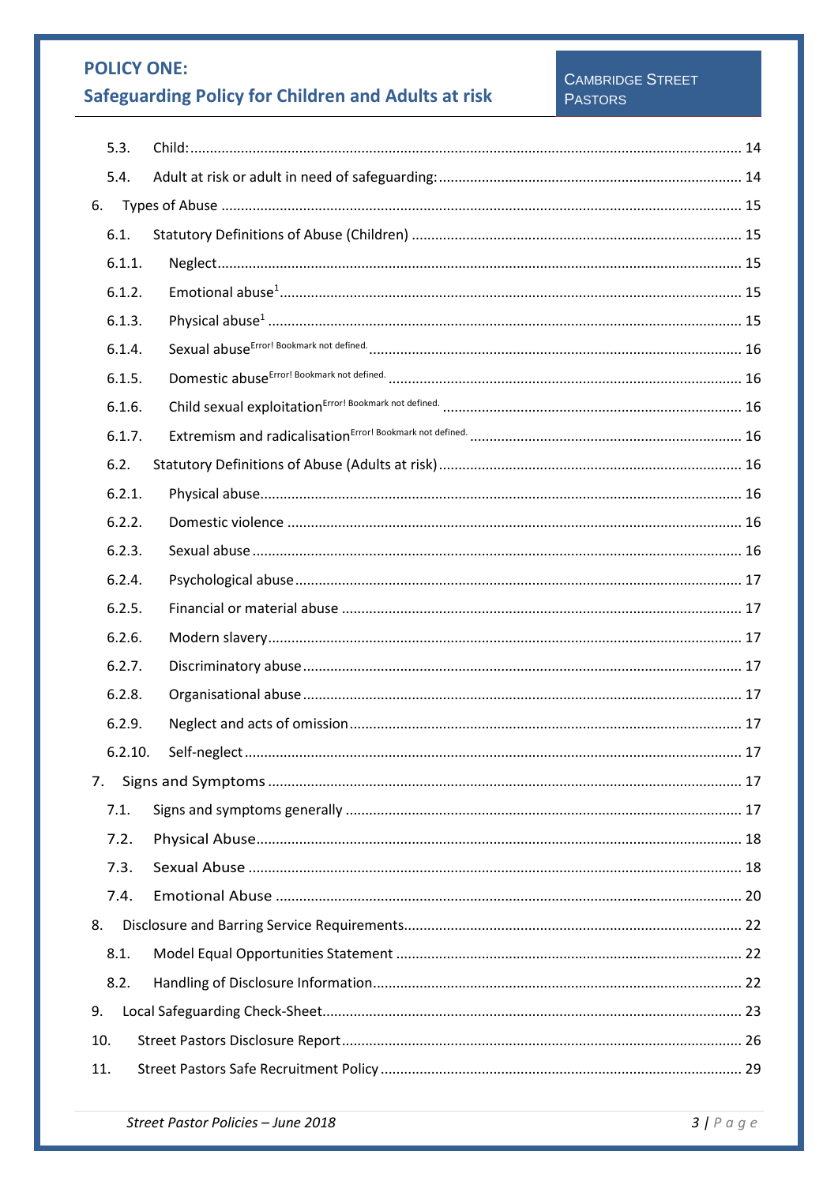5.3. Child: ........................................................................................................................................ 14

5.4. Adult at risk or adult in need of safeguarding: ............................................................................ 14

6. Types of Abuse ...................................................................................................................................... 15

6.1. Statutory Definitions of Abuse (Children) ................................................................................... 15

6.1.1. Neglect ..................................................................................................................................... 15

6.1.2. Emotional abuse[1] ..................................................................................................................... 15

6.1.3. Physical abuse[1] ........................................................................................................................ 15

6.1.4. Sexual abuse[Error! Bookmark not defined.] ...................................................................................... 16

6.1.5. Domestic abuse[Error! Bookmark not defined.] .................................................................................. 16

6.1.6. Child sexual exploitation[Error! Bookmark not defined.] ..................................................................... 16

6.1.7. Extremism and radicalisation[Error! Bookmark not defined.] ........................................................... 16

6.2. Statutory Definitions of Abuse (Adults at risk) ............................................................................ 16

6.2.1. Physical abuse ........................................................................................................................... 16

6.2.2. Domestic violence ..................................................................................................................... 16

6.2.3. Sexual abuse ............................................................................................................................. 16

6.2.4. Psychological abuse .................................................................................................................. 17

6.2.5. Financial or material abuse ....................................................................................................... 17

6.2.6. Modern slavery ......................................................................................................................... 17

6.2.7. Discriminatory abuse ................................................................................................................ 17

6.2.8. Organisational abuse ................................................................................................................ 17

6.2.9. Neglect and acts of omission .................................................................................................... 17

6.2.10. Self-neglect ............................................................................................................................... 17

7. Signs and Symptoms ............................................................................................................................. 17

7.1. Signs and symptoms generally ..................................................................................................... 17

7.2. Physical Abuse ............................................................................................................................. 18

7.3. Sexual Abuse ................................................................................................................................ 18

7.4. Emotional Abuse .......................................................................................................................... 20

8. Disclosure and Barring Service Requirements ....................................................................................... 22

8.1. Model Equal Opportunities Statement ......................................................................................... 22

8.2. Handling of Disclosure Information ............................................................................................. 22

9. Local Safeguarding Check-Sheet ........................................................................................................... 23

10. Street Pastors Disclosure Report ........................................................................................................... 26

11. Street Pastors Safe Recruitment Policy ................................................................................................. 29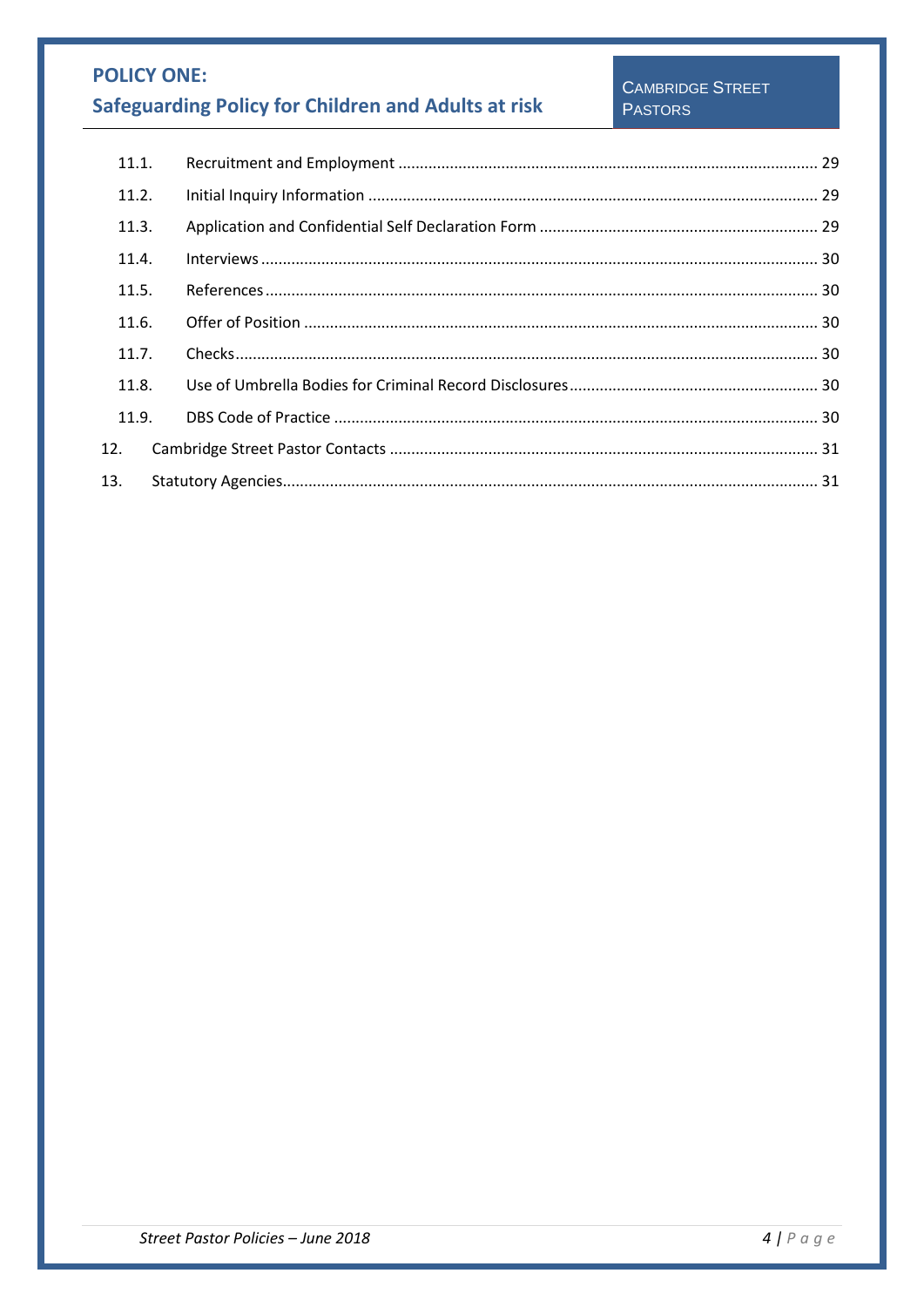| | | |
|---|---|---|
| 11.1. | Recruitment and Employment | 29 |
| 11.2. | Initial Inquiry Information | 29 |
| 11.3. | Application and Confidential Self Declaration Form | 29 |
| 11.4. | Interviews | 30 |
| 11.5. | References | 30 |
| 11.6. | Offer of Position | 30 |
| 11.7. | Checks | 30 |
| 11.8. | Use of Umbrella Bodies for Criminal Record Disclosures | 30 |
| 11.9. | DBS Code of Practice | 30 |
| 12. | Cambridge Street Pastor Contacts | 31 |
| 13. | Statutory Agencies | 31 |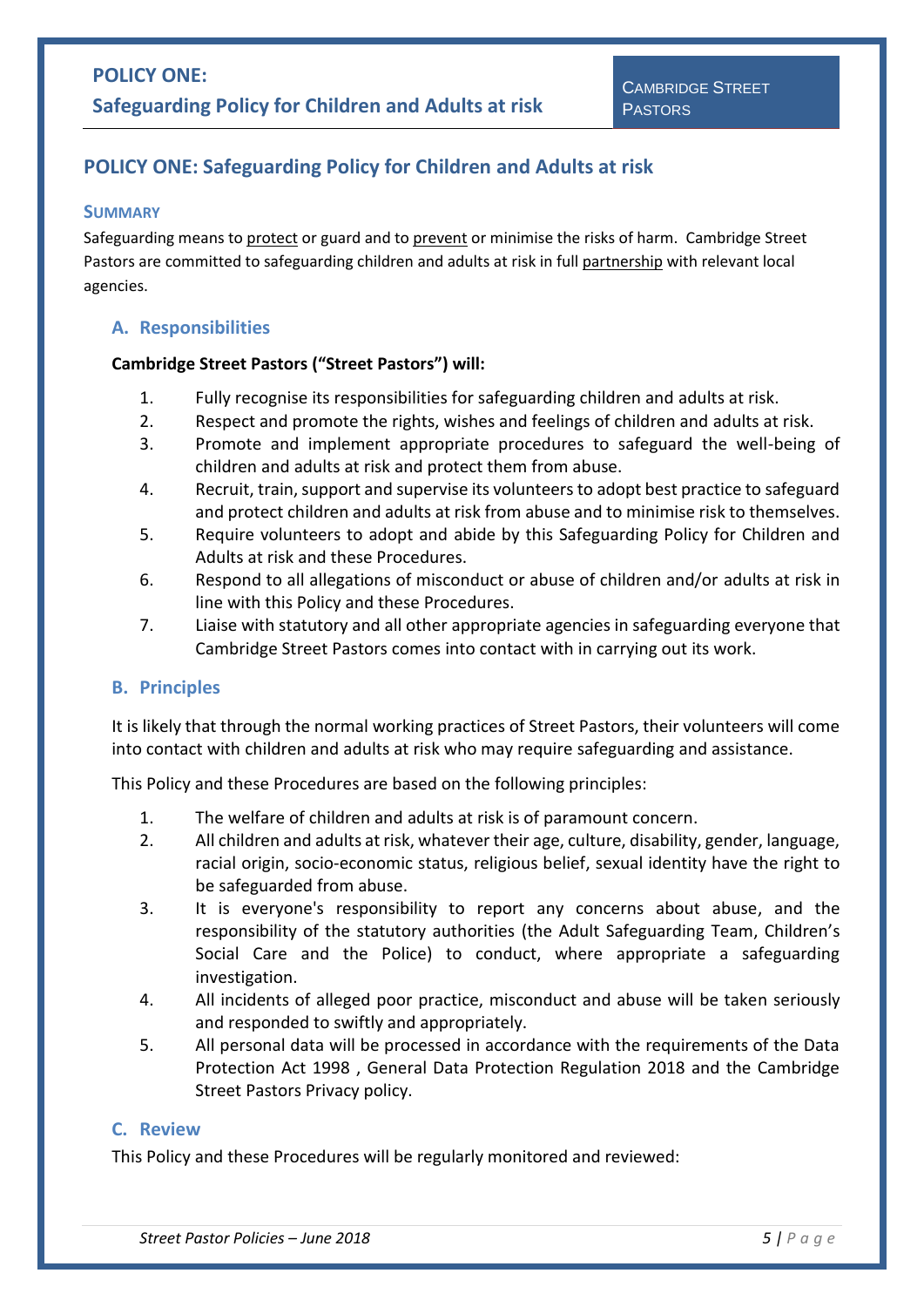## POLICY ONE: Safeguarding Policy for Children and Adults at risk

### SUMMARY

Safeguarding means to protect or guard and to prevent or minimise the risks of harm. Cambridge Street Pastors are committed to safeguarding children and adults at risk in full partnership with relevant local agencies.

### A. Responsibilities

**Cambridge Street Pastors ("Street Pastors") will:**

1. Fully recognise its responsibilities for safeguarding children and adults at risk.
2. Respect and promote the rights, wishes and feelings of children and adults at risk.
3. Promote and implement appropriate procedures to safeguard the well-being of children and adults at risk and protect them from abuse.
4. Recruit, train, support and supervise its volunteers to adopt best practice to safeguard and protect children and adults at risk from abuse and to minimise risk to themselves.
5. Require volunteers to adopt and abide by this Safeguarding Policy for Children and Adults at risk and these Procedures.
6. Respond to all allegations of misconduct or abuse of children and/or adults at risk in line with this Policy and these Procedures.
7. Liaise with statutory and all other appropriate agencies in safeguarding everyone that Cambridge Street Pastors comes into contact with in carrying out its work.

### B. Principles

It is likely that through the normal working practices of Street Pastors, their volunteers will come into contact with children and adults at risk who may require safeguarding and assistance.

This Policy and these Procedures are based on the following principles:

1. The welfare of children and adults at risk is of paramount concern.
2. All children and adults at risk, whatever their age, culture, disability, gender, language, racial origin, socio-economic status, religious belief, sexual identity have the right to be safeguarded from abuse.
3. It is everyone's responsibility to report any concerns about abuse, and the responsibility of the statutory authorities (the Adult Safeguarding Team, Children's Social Care and the Police) to conduct, where appropriate a safeguarding investigation.
4. All incidents of alleged poor practice, misconduct and abuse will be taken seriously and responded to swiftly and appropriately.
5. All personal data will be processed in accordance with the requirements of the Data Protection Act 1998 , General Data Protection Regulation 2018 and the Cambridge Street Pastors Privacy policy.

### C. Review

This Policy and these Procedures will be regularly monitored and reviewed: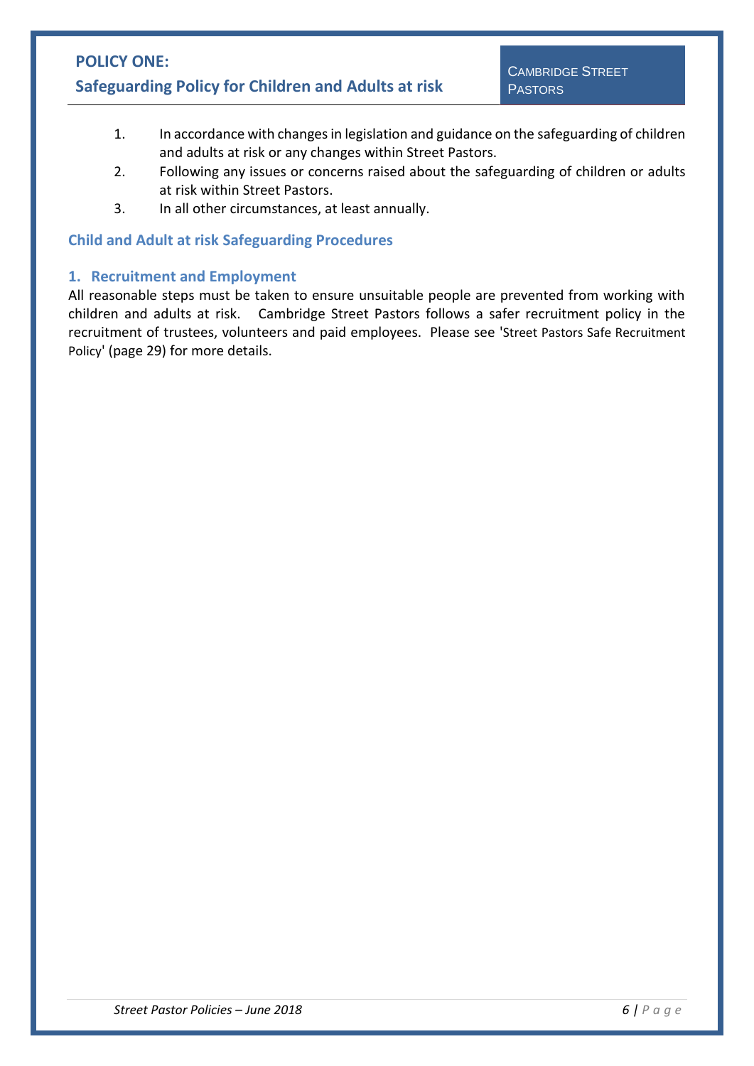1. In accordance with changes in legislation and guidance on the safeguarding of children and adults at risk or any changes within Street Pastors.
2. Following any issues or concerns raised about the safeguarding of children or adults at risk within Street Pastors.
3. In all other circumstances, at least annually.

## Child and Adult at risk Safeguarding Procedures

### 1. Recruitment and Employment

All reasonable steps must be taken to ensure unsuitable people are prevented from working with children and adults at risk. Cambridge Street Pastors follows a safer recruitment policy in the recruitment of trustees, volunteers and paid employees. Please see 'Street Pastors Safe Recruitment Policy' (page 29) for more details.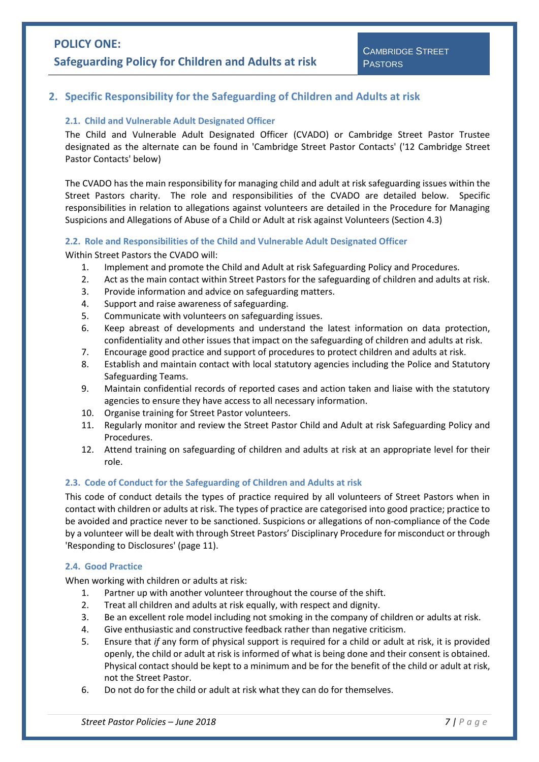## 2. Specific Responsibility for the Safeguarding of Children and Adults at risk

### 2.1. Child and Vulnerable Adult Designated Officer

The Child and Vulnerable Adult Designated Officer (CVADO) or Cambridge Street Pastor Trustee designated as the alternate can be found in 'Cambridge Street Pastor Contacts' ('12 Cambridge Street Pastor Contacts' below)

The CVADO has the main responsibility for managing child and adult at risk safeguarding issues within the Street Pastors charity. The role and responsibilities of the CVADO are detailed below. Specific responsibilities in relation to allegations against volunteers are detailed in the Procedure for Managing Suspicions and Allegations of Abuse of a Child or Adult at risk against Volunteers (Section 4.3)

### 2.2. Role and Responsibilities of the Child and Vulnerable Adult Designated Officer

Within Street Pastors the CVADO will:

1. Implement and promote the Child and Adult at risk Safeguarding Policy and Procedures.
2. Act as the main contact within Street Pastors for the safeguarding of children and adults at risk.
3. Provide information and advice on safeguarding matters.
4. Support and raise awareness of safeguarding.
5. Communicate with volunteers on safeguarding issues.
6. Keep abreast of developments and understand the latest information on data protection, confidentiality and other issues that impact on the safeguarding of children and adults at risk.
7. Encourage good practice and support of procedures to protect children and adults at risk.
8. Establish and maintain contact with local statutory agencies including the Police and Statutory Safeguarding Teams.
9. Maintain confidential records of reported cases and action taken and liaise with the statutory agencies to ensure they have access to all necessary information.
10. Organise training for Street Pastor volunteers.
11. Regularly monitor and review the Street Pastor Child and Adult at risk Safeguarding Policy and Procedures.
12. Attend training on safeguarding of children and adults at risk at an appropriate level for their role.

### 2.3. Code of Conduct for the Safeguarding of Children and Adults at risk

This code of conduct details the types of practice required by all volunteers of Street Pastors when in contact with children or adults at risk. The types of practice are categorised into good practice; practice to be avoided and practice never to be sanctioned. Suspicions or allegations of non-compliance of the Code by a volunteer will be dealt with through Street Pastors' Disciplinary Procedure for misconduct or through 'Responding to Disclosures' (page 11).

### 2.4. Good Practice

When working with children or adults at risk:

1. Partner up with another volunteer throughout the course of the shift.
2. Treat all children and adults at risk equally, with respect and dignity.
3. Be an excellent role model including not smoking in the company of children or adults at risk.
4. Give enthusiastic and constructive feedback rather than negative criticism.
5. Ensure that *if* any form of physical support is required for a child or adult at risk, it is provided openly, the child or adult at risk is informed of what is being done and their consent is obtained. Physical contact should be kept to a minimum and be for the benefit of the child or adult at risk, not the Street Pastor.
6. Do not do for the child or adult at risk what they can do for themselves.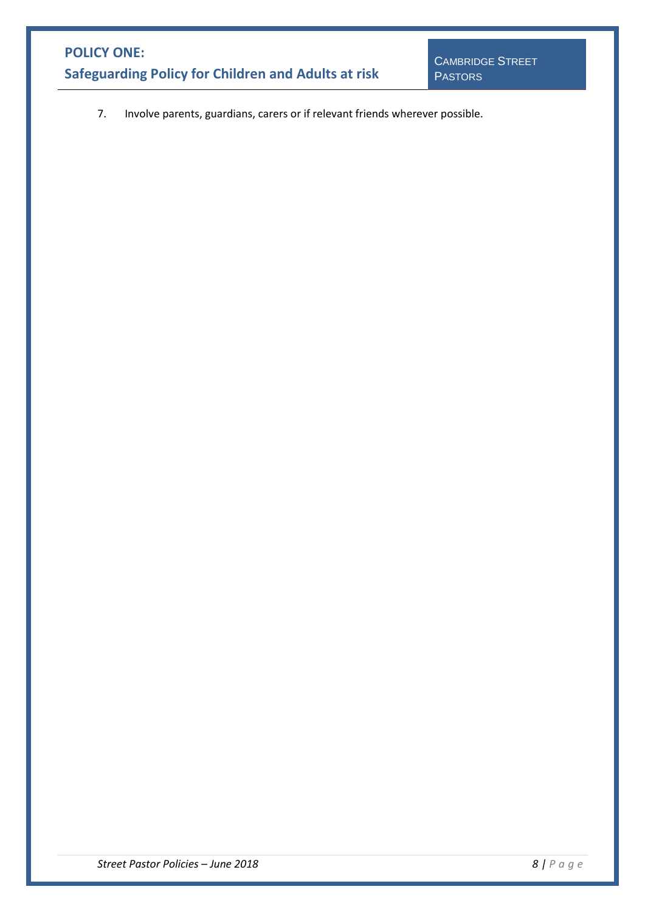7. Involve parents, guardians, carers or if relevant friends wherever possible.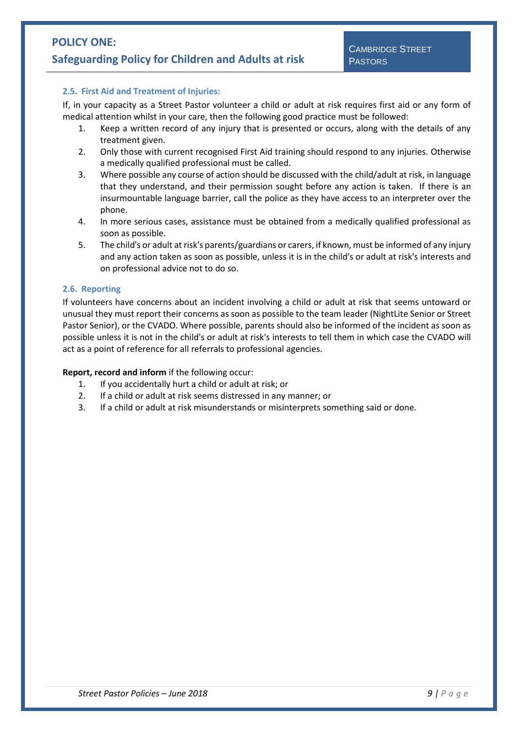### 2.5. First Aid and Treatment of Injuries:

If, in your capacity as a Street Pastor volunteer a child or adult at risk requires first aid or any form of medical attention whilst in your care, then the following good practice must be followed:

1. Keep a written record of any injury that is presented or occurs, along with the details of any treatment given.
2. Only those with current recognised First Aid training should respond to any injuries. Otherwise a medically qualified professional must be called.
3. Where possible any course of action should be discussed with the child/adult at risk, in language that they understand, and their permission sought before any action is taken. If there is an insurmountable language barrier, call the police as they have access to an interpreter over the phone.
4. In more serious cases, assistance must be obtained from a medically qualified professional as soon as possible.
5. The child's or adult at risk's parents/guardians or carers, if known, must be informed of any injury and any action taken as soon as possible, unless it is in the child's or adult at risk's interests and on professional advice not to do so.

### 2.6. Reporting

If volunteers have concerns about an incident involving a child or adult at risk that seems untoward or unusual they must report their concerns as soon as possible to the team leader (NightLite Senior or Street Pastor Senior), or the CVADO. Where possible, parents should also be informed of the incident as soon as possible unless it is not in the child's or adult at risk's interests to tell them in which case the CVADO will act as a point of reference for all referrals to professional agencies.

**Report, record and inform** if the following occur:

1. If you accidentally hurt a child or adult at risk; or
2. If a child or adult at risk seems distressed in any manner; or
3. If a child or adult at risk misunderstands or misinterprets something said or done.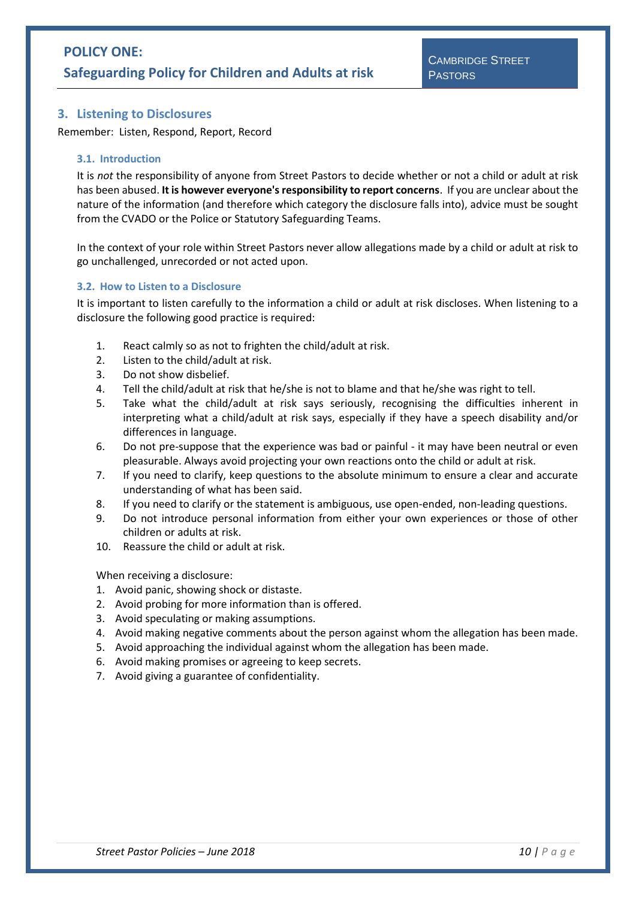## 3. Listening to Disclosures

Remember: Listen, Respond, Report, Record

### 3.1. Introduction

It is *not* the responsibility of anyone from Street Pastors to decide whether or not a child or adult at risk has been abused. **It is however everyone's responsibility to report concerns**. If you are unclear about the nature of the information (and therefore which category the disclosure falls into), advice must be sought from the CVADO or the Police or Statutory Safeguarding Teams.

In the context of your role within Street Pastors never allow allegations made by a child or adult at risk to go unchallenged, unrecorded or not acted upon.

### 3.2. How to Listen to a Disclosure

It is important to listen carefully to the information a child or adult at risk discloses. When listening to a disclosure the following good practice is required:

1. React calmly so as not to frighten the child/adult at risk.
2. Listen to the child/adult at risk.
3. Do not show disbelief.
4. Tell the child/adult at risk that he/she is not to blame and that he/she was right to tell.
5. Take what the child/adult at risk says seriously, recognising the difficulties inherent in interpreting what a child/adult at risk says, especially if they have a speech disability and/or differences in language.
6. Do not pre-suppose that the experience was bad or painful - it may have been neutral or even pleasurable. Always avoid projecting your own reactions onto the child or adult at risk.
7. If you need to clarify, keep questions to the absolute minimum to ensure a clear and accurate understanding of what has been said.
8. If you need to clarify or the statement is ambiguous, use open-ended, non-leading questions.
9. Do not introduce personal information from either your own experiences or those of other children or adults at risk.
10. Reassure the child or adult at risk.

When receiving a disclosure:

1. Avoid panic, showing shock or distaste.
2. Avoid probing for more information than is offered.
3. Avoid speculating or making assumptions.
4. Avoid making negative comments about the person against whom the allegation has been made.
5. Avoid approaching the individual against whom the allegation has been made.
6. Avoid making promises or agreeing to keep secrets.
7. Avoid giving a guarantee of confidentiality.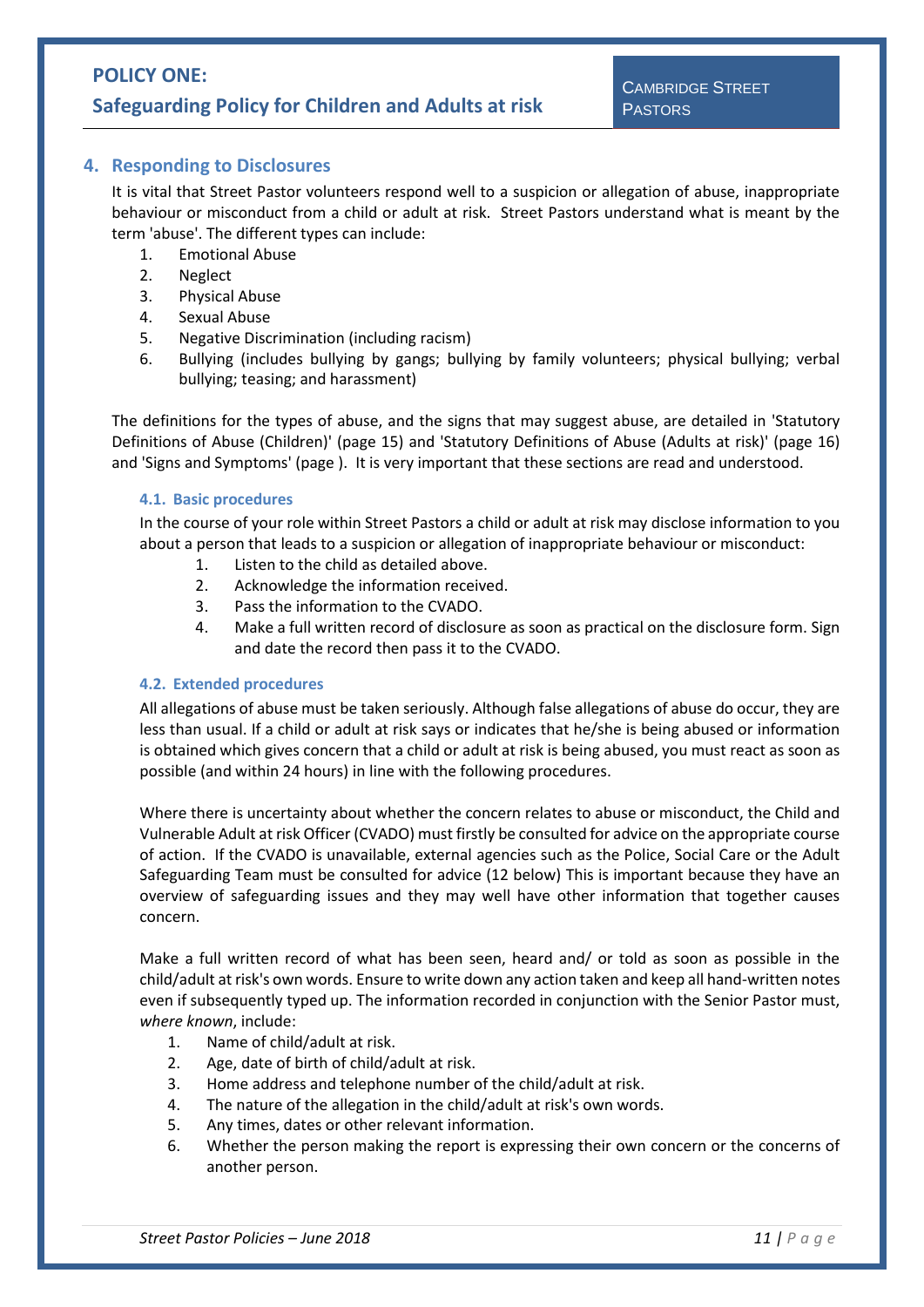## 4. Responding to Disclosures

It is vital that Street Pastor volunteers respond well to a suspicion or allegation of abuse, inappropriate behaviour or misconduct from a child or adult at risk. Street Pastors understand what is meant by the term 'abuse'. The different types can include:

1. Emotional Abuse
2. Neglect
3. Physical Abuse
4. Sexual Abuse
5. Negative Discrimination (including racism)
6. Bullying (includes bullying by gangs; bullying by family volunteers; physical bullying; verbal bullying; teasing; and harassment)

The definitions for the types of abuse, and the signs that may suggest abuse, are detailed in 'Statutory Definitions of Abuse (Children)' (page 15) and 'Statutory Definitions of Abuse (Adults at risk)' (page 16) and 'Signs and Symptoms' (page ). It is very important that these sections are read and understood.

### 4.1. Basic procedures

In the course of your role within Street Pastors a child or adult at risk may disclose information to you about a person that leads to a suspicion or allegation of inappropriate behaviour or misconduct:

1. Listen to the child as detailed above.
2. Acknowledge the information received.
3. Pass the information to the CVADO.
4. Make a full written record of disclosure as soon as practical on the disclosure form. Sign and date the record then pass it to the CVADO.

### 4.2. Extended procedures

All allegations of abuse must be taken seriously. Although false allegations of abuse do occur, they are less than usual. If a child or adult at risk says or indicates that he/she is being abused or information is obtained which gives concern that a child or adult at risk is being abused, you must react as soon as possible (and within 24 hours) in line with the following procedures.

Where there is uncertainty about whether the concern relates to abuse or misconduct, the Child and Vulnerable Adult at risk Officer (CVADO) must firstly be consulted for advice on the appropriate course of action. If the CVADO is unavailable, external agencies such as the Police, Social Care or the Adult Safeguarding Team must be consulted for advice (12 below) This is important because they have an overview of safeguarding issues and they may well have other information that together causes concern.

Make a full written record of what has been seen, heard and/ or told as soon as possible in the child/adult at risk's own words. Ensure to write down any action taken and keep all hand-written notes even if subsequently typed up. The information recorded in conjunction with the Senior Pastor must, *where known*, include:

1. Name of child/adult at risk.
2. Age, date of birth of child/adult at risk.
3. Home address and telephone number of the child/adult at risk.
4. The nature of the allegation in the child/adult at risk's own words.
5. Any times, dates or other relevant information.
6. Whether the person making the report is expressing their own concern or the concerns of another person.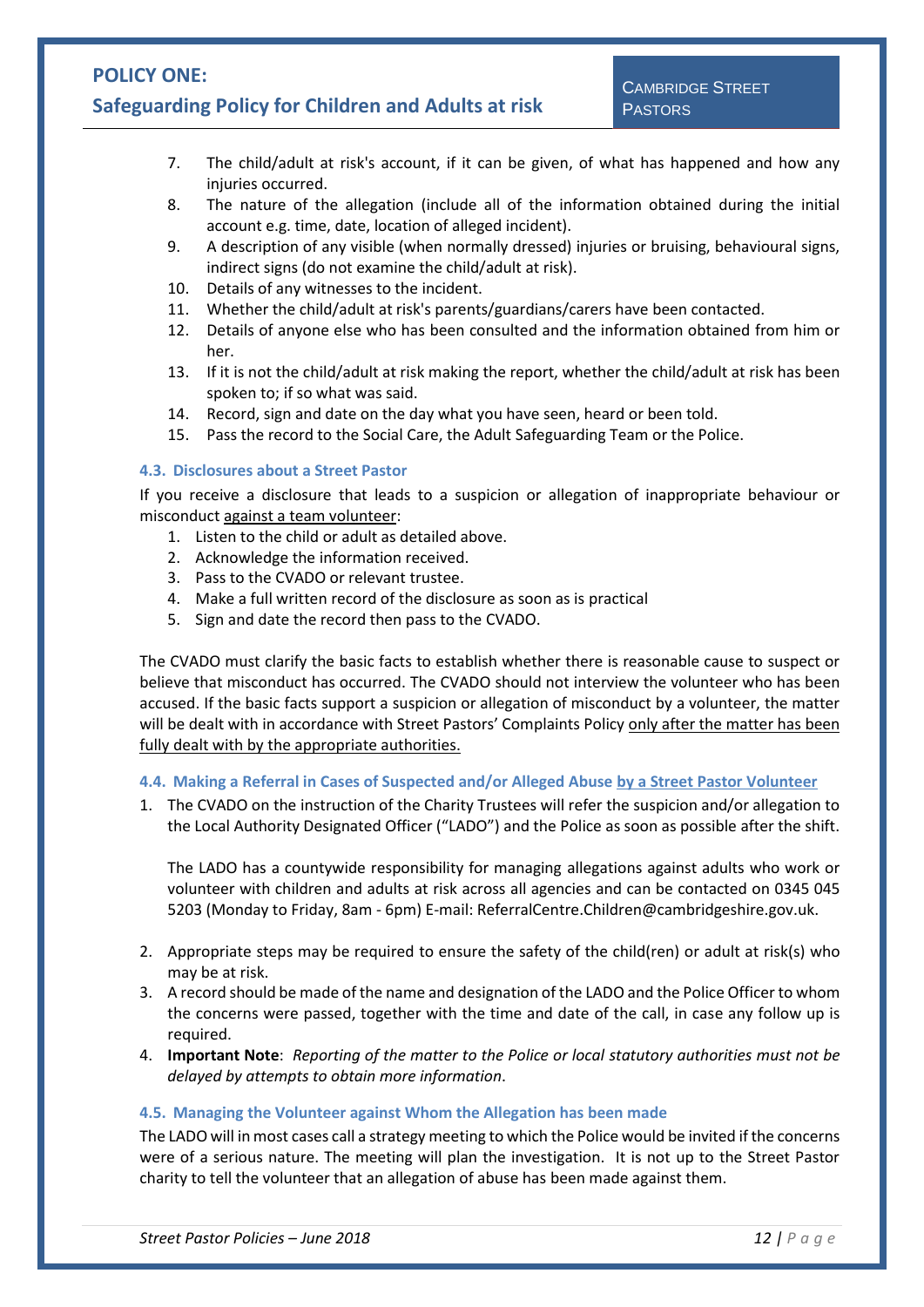7. The child/adult at risk's account, if it can be given, of what has happened and how any injuries occurred.
8. The nature of the allegation (include all of the information obtained during the initial account e.g. time, date, location of alleged incident).
9. A description of any visible (when normally dressed) injuries or bruising, behavioural signs, indirect signs (do not examine the child/adult at risk).
10. Details of any witnesses to the incident.
11. Whether the child/adult at risk's parents/guardians/carers have been contacted.
12. Details of anyone else who has been consulted and the information obtained from him or her.
13. If it is not the child/adult at risk making the report, whether the child/adult at risk has been spoken to; if so what was said.
14. Record, sign and date on the day what you have seen, heard or been told.
15. Pass the record to the Social Care, the Adult Safeguarding Team or the Police.

#### 4.3. Disclosures about a Street Pastor

If you receive a disclosure that leads to a suspicion or allegation of inappropriate behaviour or misconduct <u>against a team volunteer</u>:

1. Listen to the child or adult as detailed above.
2. Acknowledge the information received.
3. Pass to the CVADO or relevant trustee.
4. Make a full written record of the disclosure as soon as is practical
5. Sign and date the record then pass to the CVADO.

The CVADO must clarify the basic facts to establish whether there is reasonable cause to suspect or believe that misconduct has occurred. The CVADO should not interview the volunteer who has been accused. If the basic facts support a suspicion or allegation of misconduct by a volunteer, the matter will be dealt with in accordance with Street Pastors' Complaints Policy <u>only after the matter has been fully dealt with by the appropriate authorities.</u>

#### 4.4. Making a Referral in Cases of Suspected and/or Alleged Abuse <u>by a Street Pastor Volunteer</u>

1. The CVADO on the instruction of the Charity Trustees will refer the suspicion and/or allegation to the Local Authority Designated Officer ("LADO") and the Police as soon as possible after the shift.

   The LADO has a countywide responsibility for managing allegations against adults who work or volunteer with children and adults at risk across all agencies and can be contacted on 0345 045 5203 (Monday to Friday, 8am - 6pm) E-mail: ReferralCentre.Children@cambridgeshire.gov.uk.

2. Appropriate steps may be required to ensure the safety of the child(ren) or adult at risk(s) who may be at risk.
3. A record should be made of the name and designation of the LADO and the Police Officer to whom the concerns were passed, together with the time and date of the call, in case any follow up is required.
4. **Important Note**: *Reporting of the matter to the Police or local statutory authorities must not be delayed by attempts to obtain more information*.

#### 4.5. Managing the Volunteer against Whom the Allegation has been made

The LADO will in most cases call a strategy meeting to which the Police would be invited if the concerns were of a serious nature. The meeting will plan the investigation. It is not up to the Street Pastor charity to tell the volunteer that an allegation of abuse has been made against them.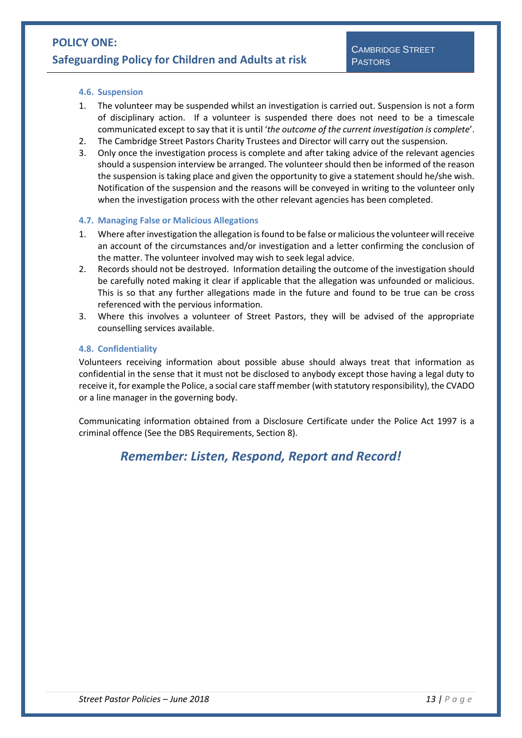### 4.6. Suspension

1. The volunteer may be suspended whilst an investigation is carried out. Suspension is not a form of disciplinary action. If a volunteer is suspended there does not need to be a timescale communicated except to say that it is until '*the outcome of the current investigation is complete*'.
2. The Cambridge Street Pastors Charity Trustees and Director will carry out the suspension.
3. Only once the investigation process is complete and after taking advice of the relevant agencies should a suspension interview be arranged. The volunteer should then be informed of the reason the suspension is taking place and given the opportunity to give a statement should he/she wish. Notification of the suspension and the reasons will be conveyed in writing to the volunteer only when the investigation process with the other relevant agencies has been completed.

### 4.7. Managing False or Malicious Allegations

1. Where after investigation the allegation is found to be false or malicious the volunteer will receive an account of the circumstances and/or investigation and a letter confirming the conclusion of the matter. The volunteer involved may wish to seek legal advice.
2. Records should not be destroyed. Information detailing the outcome of the investigation should be carefully noted making it clear if applicable that the allegation was unfounded or malicious. This is so that any further allegations made in the future and found to be true can be cross referenced with the pervious information.
3. Where this involves a volunteer of Street Pastors, they will be advised of the appropriate counselling services available.

### 4.8. Confidentiality

Volunteers receiving information about possible abuse should always treat that information as confidential in the sense that it must not be disclosed to anybody except those having a legal duty to receive it, for example the Police, a social care staff member (with statutory responsibility), the CVADO or a line manager in the governing body.

Communicating information obtained from a Disclosure Certificate under the Police Act 1997 is a criminal offence (See the DBS Requirements, Section 8).

## *Remember: Listen, Respond, Report and Record!*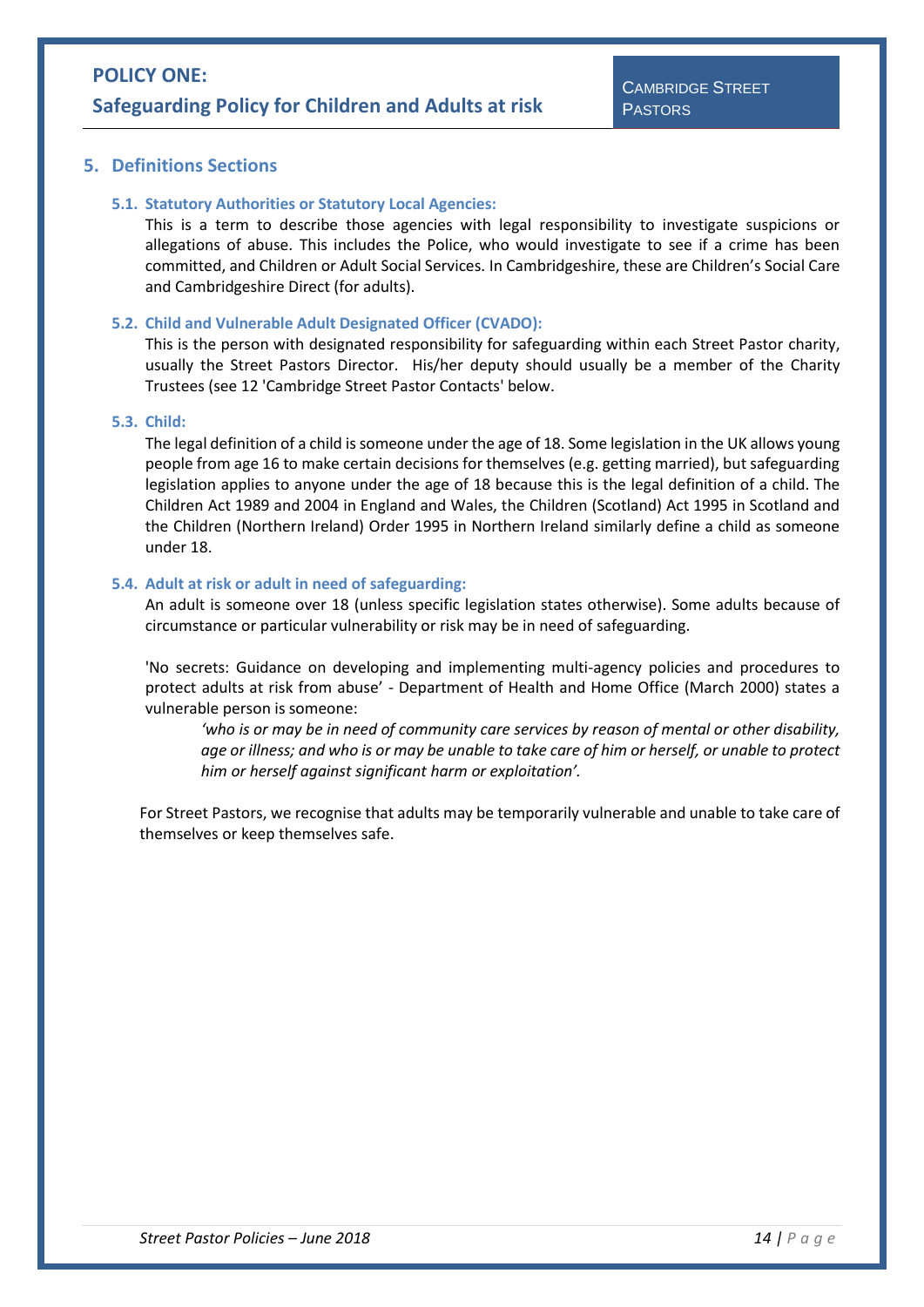## 5. Definitions Sections

### 5.1. Statutory Authorities or Statutory Local Agencies:

This is a term to describe those agencies with legal responsibility to investigate suspicions or allegations of abuse. This includes the Police, who would investigate to see if a crime has been committed, and Children or Adult Social Services. In Cambridgeshire, these are Children's Social Care and Cambridgeshire Direct (for adults).

### 5.2. Child and Vulnerable Adult Designated Officer (CVADO):

This is the person with designated responsibility for safeguarding within each Street Pastor charity, usually the Street Pastors Director. His/her deputy should usually be a member of the Charity Trustees (see 12 'Cambridge Street Pastor Contacts' below.

### 5.3. Child:

The legal definition of a child is someone under the age of 18. Some legislation in the UK allows young people from age 16 to make certain decisions for themselves (e.g. getting married), but safeguarding legislation applies to anyone under the age of 18 because this is the legal definition of a child. The Children Act 1989 and 2004 in England and Wales, the Children (Scotland) Act 1995 in Scotland and the Children (Northern Ireland) Order 1995 in Northern Ireland similarly define a child as someone under 18.

### 5.4. Adult at risk or adult in need of safeguarding:

An adult is someone over 18 (unless specific legislation states otherwise). Some adults because of circumstance or particular vulnerability or risk may be in need of safeguarding.

'No secrets: Guidance on developing and implementing multi-agency policies and procedures to protect adults at risk from abuse' - Department of Health and Home Office (March 2000) states a vulnerable person is someone:

> *'who is or may be in need of community care services by reason of mental or other disability, age or illness; and who is or may be unable to take care of him or herself, or unable to protect him or herself against significant harm or exploitation'.*

For Street Pastors, we recognise that adults may be temporarily vulnerable and unable to take care of themselves or keep themselves safe.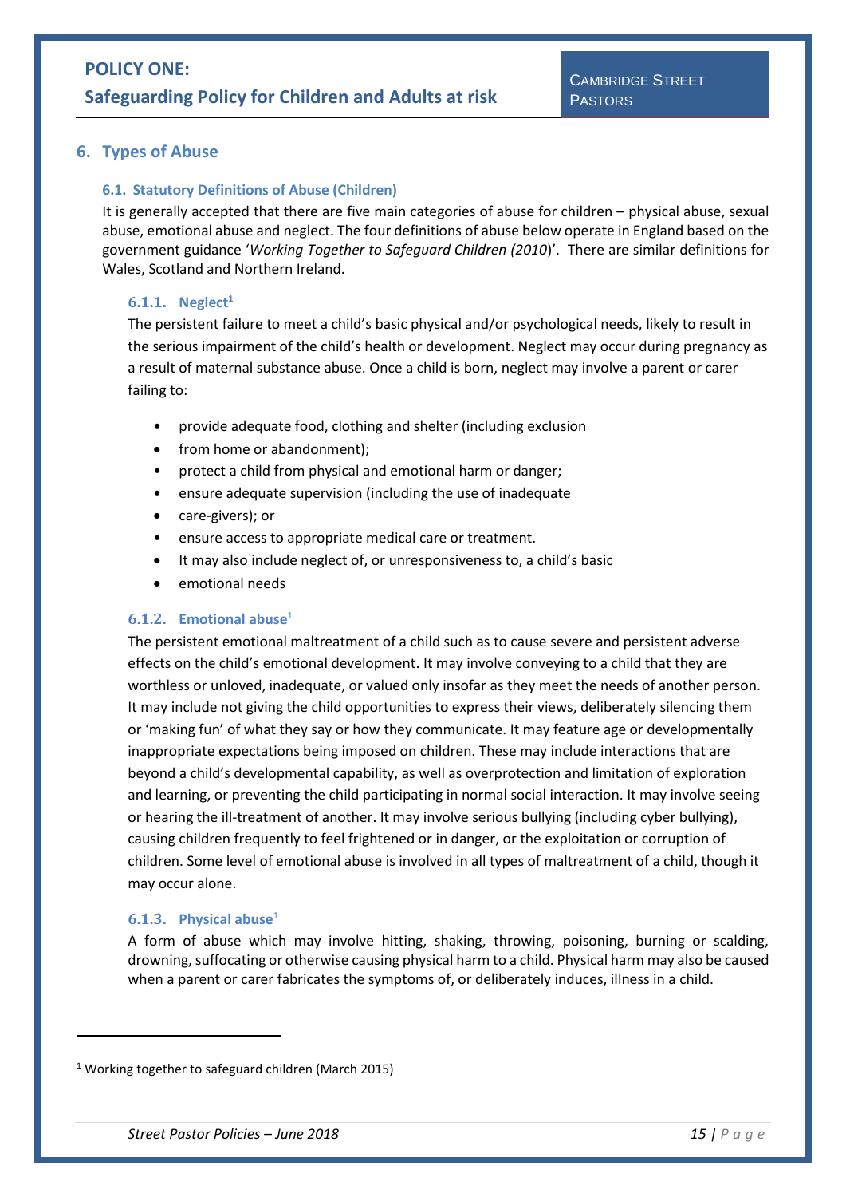## 6. Types of Abuse

### 6.1. Statutory Definitions of Abuse (Children)

It is generally accepted that there are five main categories of abuse for children – physical abuse, sexual abuse, emotional abuse and neglect. The four definitions of abuse below operate in England based on the government guidance '*Working Together to Safeguard Children (2010)*'. There are similar definitions for Wales, Scotland and Northern Ireland.

#### 6.1.1. Neglect[1]

The persistent failure to meet a child's basic physical and/or psychological needs, likely to result in the serious impairment of the child's health or development. Neglect may occur during pregnancy as a result of maternal substance abuse. Once a child is born, neglect may involve a parent or carer failing to:

- provide adequate food, clothing and shelter (including exclusion
- from home or abandonment);
- protect a child from physical and emotional harm or danger;
- ensure adequate supervision (including the use of inadequate
- care-givers); or
- ensure access to appropriate medical care or treatment.
- It may also include neglect of, or unresponsiveness to, a child's basic
- emotional needs

#### 6.1.2. Emotional abuse[1]

The persistent emotional maltreatment of a child such as to cause severe and persistent adverse effects on the child's emotional development. It may involve conveying to a child that they are worthless or unloved, inadequate, or valued only insofar as they meet the needs of another person. It may include not giving the child opportunities to express their views, deliberately silencing them or 'making fun' of what they say or how they communicate. It may feature age or developmentally inappropriate expectations being imposed on children. These may include interactions that are beyond a child's developmental capability, as well as overprotection and limitation of exploration and learning, or preventing the child participating in normal social interaction. It may involve seeing or hearing the ill-treatment of another. It may involve serious bullying (including cyber bullying), causing children frequently to feel frightened or in danger, or the exploitation or corruption of children. Some level of emotional abuse is involved in all types of maltreatment of a child, though it may occur alone.

#### 6.1.3. Physical abuse[1]

A form of abuse which may involve hitting, shaking, throwing, poisoning, burning or scalding, drowning, suffocating or otherwise causing physical harm to a child. Physical harm may also be caused when a parent or carer fabricates the symptoms of, or deliberately induces, illness in a child.

---

[1] Working together to safeguard children (March 2015)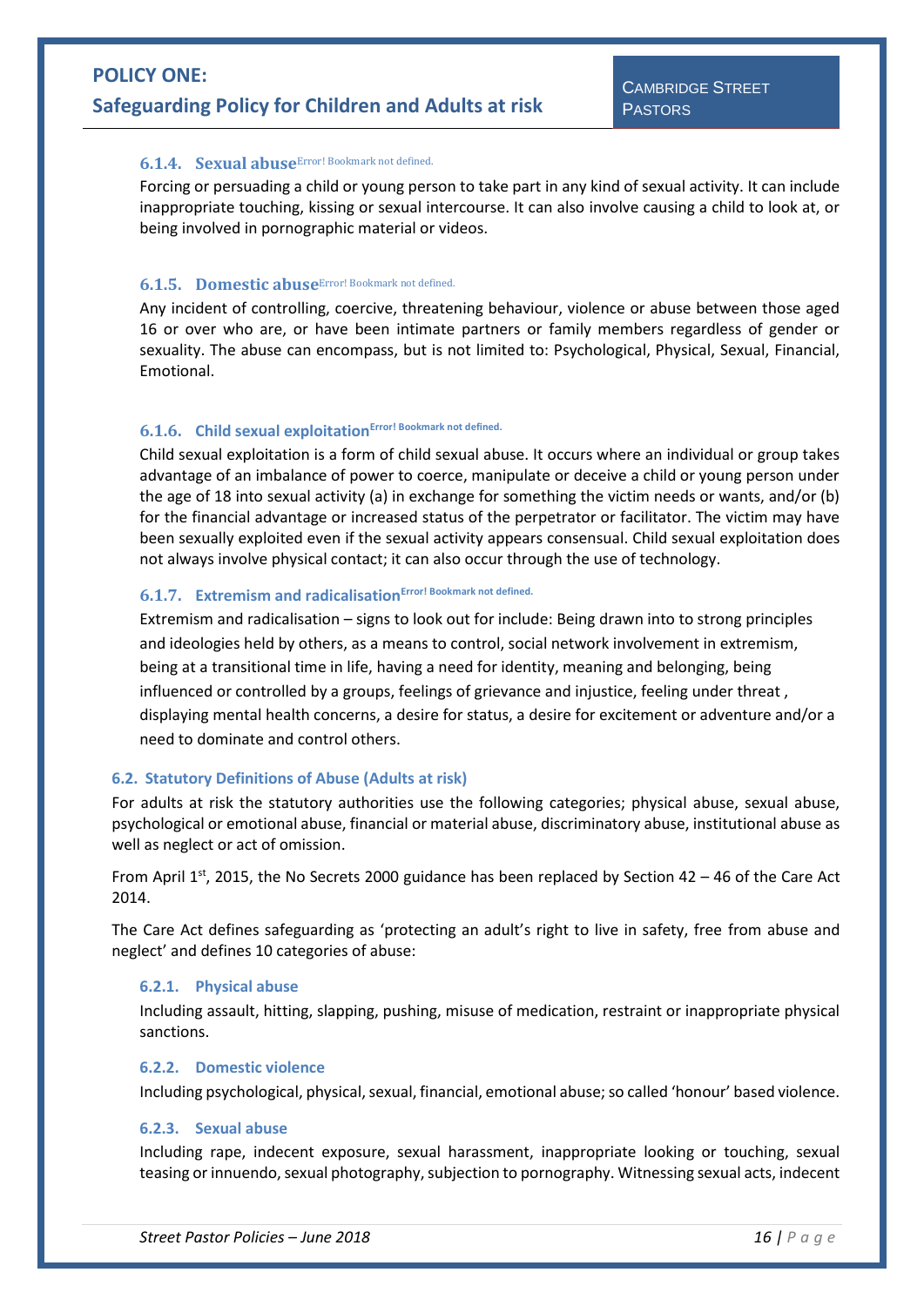#### 6.1.4. Sexual abuse Error! Bookmark not defined.

Forcing or persuading a child or young person to take part in any kind of sexual activity. It can include inappropriate touching, kissing or sexual intercourse. It can also involve causing a child to look at, or being involved in pornographic material or videos.

#### 6.1.5. Domestic abuse Error! Bookmark not defined.

Any incident of controlling, coercive, threatening behaviour, violence or abuse between those aged 16 or over who are, or have been intimate partners or family members regardless of gender or sexuality. The abuse can encompass, but is not limited to: Psychological, Physical, Sexual, Financial, Emotional.

#### 6.1.6. Child sexual exploitation Error! Bookmark not defined.

Child sexual exploitation is a form of child sexual abuse. It occurs where an individual or group takes advantage of an imbalance of power to coerce, manipulate or deceive a child or young person under the age of 18 into sexual activity (a) in exchange for something the victim needs or wants, and/or (b) for the financial advantage or increased status of the perpetrator or facilitator. The victim may have been sexually exploited even if the sexual activity appears consensual. Child sexual exploitation does not always involve physical contact; it can also occur through the use of technology.

#### 6.1.7. Extremism and radicalisation Error! Bookmark not defined.

Extremism and radicalisation – signs to look out for include: Being drawn into to strong principles and ideologies held by others, as a means to control, social network involvement in extremism, being at a transitional time in life, having a need for identity, meaning and belonging, being influenced or controlled by a groups, feelings of grievance and injustice, feeling under threat , displaying mental health concerns, a desire for status, a desire for excitement or adventure and/or a need to dominate and control others.

### 6.2. Statutory Definitions of Abuse (Adults at risk)

For adults at risk the statutory authorities use the following categories; physical abuse, sexual abuse, psychological or emotional abuse, financial or material abuse, discriminatory abuse, institutional abuse as well as neglect or act of omission.

From April 1st, 2015, the No Secrets 2000 guidance has been replaced by Section 42 – 46 of the Care Act 2014.

The Care Act defines safeguarding as 'protecting an adult's right to live in safety, free from abuse and neglect' and defines 10 categories of abuse:

#### 6.2.1. Physical abuse

Including assault, hitting, slapping, pushing, misuse of medication, restraint or inappropriate physical sanctions.

#### 6.2.2. Domestic violence

Including psychological, physical, sexual, financial, emotional abuse; so called 'honour' based violence.

#### 6.2.3. Sexual abuse

Including rape, indecent exposure, sexual harassment, inappropriate looking or touching, sexual teasing or innuendo, sexual photography, subjection to pornography. Witnessing sexual acts, indecent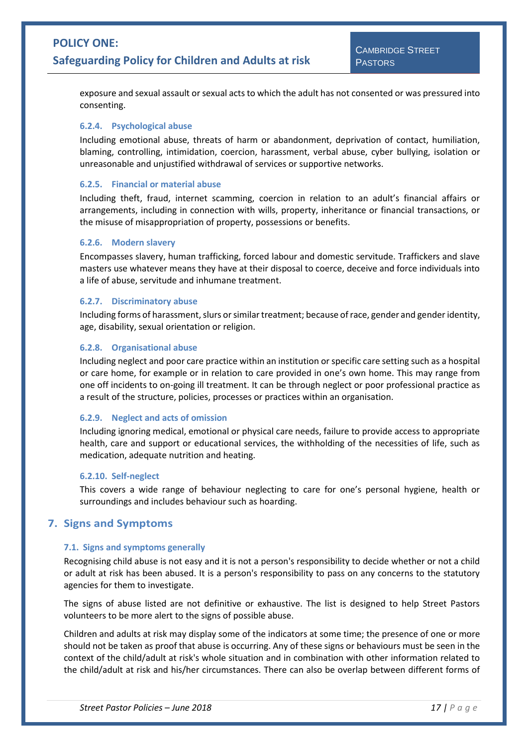exposure and sexual assault or sexual acts to which the adult has not consented or was pressured into consenting.

#### 6.2.4. Psychological abuse

Including emotional abuse, threats of harm or abandonment, deprivation of contact, humiliation, blaming, controlling, intimidation, coercion, harassment, verbal abuse, cyber bullying, isolation or unreasonable and unjustified withdrawal of services or supportive networks.

#### 6.2.5. Financial or material abuse

Including theft, fraud, internet scamming, coercion in relation to an adult's financial affairs or arrangements, including in connection with wills, property, inheritance or financial transactions, or the misuse of misappropriation of property, possessions or benefits.

#### 6.2.6. Modern slavery

Encompasses slavery, human trafficking, forced labour and domestic servitude. Traffickers and slave masters use whatever means they have at their disposal to coerce, deceive and force individuals into a life of abuse, servitude and inhumane treatment.

#### 6.2.7. Discriminatory abuse

Including forms of harassment, slurs or similar treatment; because of race, gender and gender identity, age, disability, sexual orientation or religion.

#### 6.2.8. Organisational abuse

Including neglect and poor care practice within an institution or specific care setting such as a hospital or care home, for example or in relation to care provided in one's own home. This may range from one off incidents to on-going ill treatment. It can be through neglect or poor professional practice as a result of the structure, policies, processes or practices within an organisation.

#### 6.2.9. Neglect and acts of omission

Including ignoring medical, emotional or physical care needs, failure to provide access to appropriate health, care and support or educational services, the withholding of the necessities of life, such as medication, adequate nutrition and heating.

#### 6.2.10. Self-neglect

This covers a wide range of behaviour neglecting to care for one's personal hygiene, health or surroundings and includes behaviour such as hoarding.

## 7. Signs and Symptoms

### 7.1. Signs and symptoms generally

Recognising child abuse is not easy and it is not a person's responsibility to decide whether or not a child or adult at risk has been abused. It is a person's responsibility to pass on any concerns to the statutory agencies for them to investigate.

The signs of abuse listed are not definitive or exhaustive. The list is designed to help Street Pastors volunteers to be more alert to the signs of possible abuse.

Children and adults at risk may display some of the indicators at some time; the presence of one or more should not be taken as proof that abuse is occurring. Any of these signs or behaviours must be seen in the context of the child/adult at risk's whole situation and in combination with other information related to the child/adult at risk and his/her circumstances. There can also be overlap between different forms of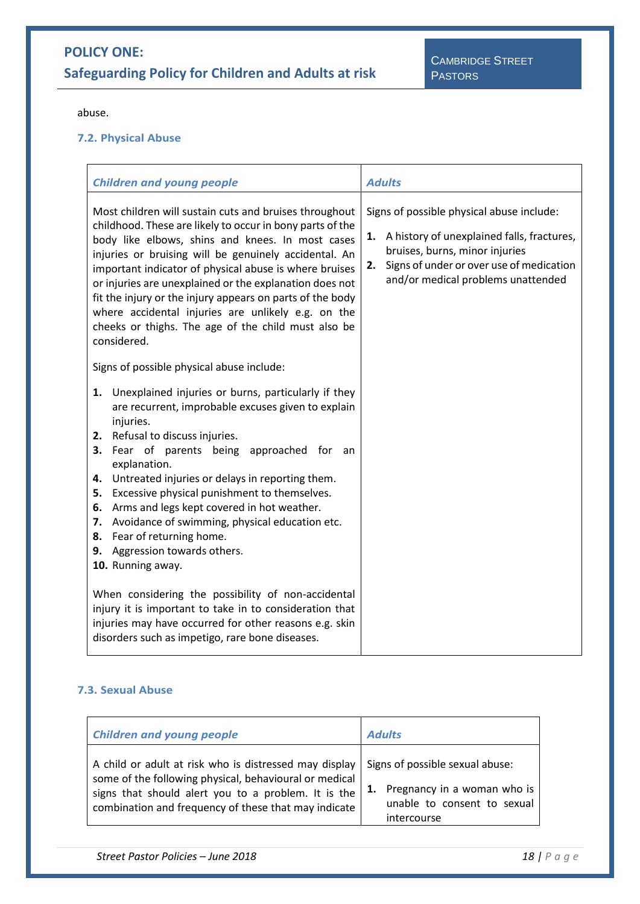abuse.

### 7.2. Physical Abuse

| *Children and young people* | *Adults* |
| --- | --- |
| Most children will sustain cuts and bruises throughout childhood. These are likely to occur in bony parts of the body like elbows, shins and knees. In most cases injuries or bruising will be genuinely accidental. An important indicator of physical abuse is where bruises or injuries are unexplained or the explanation does not fit the injury or the injury appears on parts of the body where accidental injuries are unlikely e.g. on the cheeks or thighs. The age of the child must also be considered.<br><br>Signs of possible physical abuse include:<br><br>**1.** Unexplained injuries or burns, particularly if they are recurrent, improbable excuses given to explain injuries.<br>**2.** Refusal to discuss injuries.<br>**3.** Fear of parents being approached for an explanation.<br>**4.** Untreated injuries or delays in reporting them.<br>**5.** Excessive physical punishment to themselves.<br>**6.** Arms and legs kept covered in hot weather.<br>**7.** Avoidance of swimming, physical education etc.<br>**8.** Fear of returning home.<br>**9.** Aggression towards others.<br>**10.** Running away.<br><br>When considering the possibility of non-accidental injury it is important to take in to consideration that injuries may have occurred for other reasons e.g. skin disorders such as impetigo, rare bone diseases. | Signs of possible physical abuse include:<br><br>**1.** A history of unexplained falls, fractures, bruises, burns, minor injuries<br>**2.** Signs of under or over use of medication and/or medical problems unattended |

### 7.3. Sexual Abuse

| *Children and young people* | *Adults* |
| --- | --- |
| A child or adult at risk who is distressed may display some of the following physical, behavioural or medical signs that should alert you to a problem. It is the combination and frequency of these that may indicate | Signs of possible sexual abuse:<br><br>**1.** Pregnancy in a woman who is unable to consent to sexual intercourse |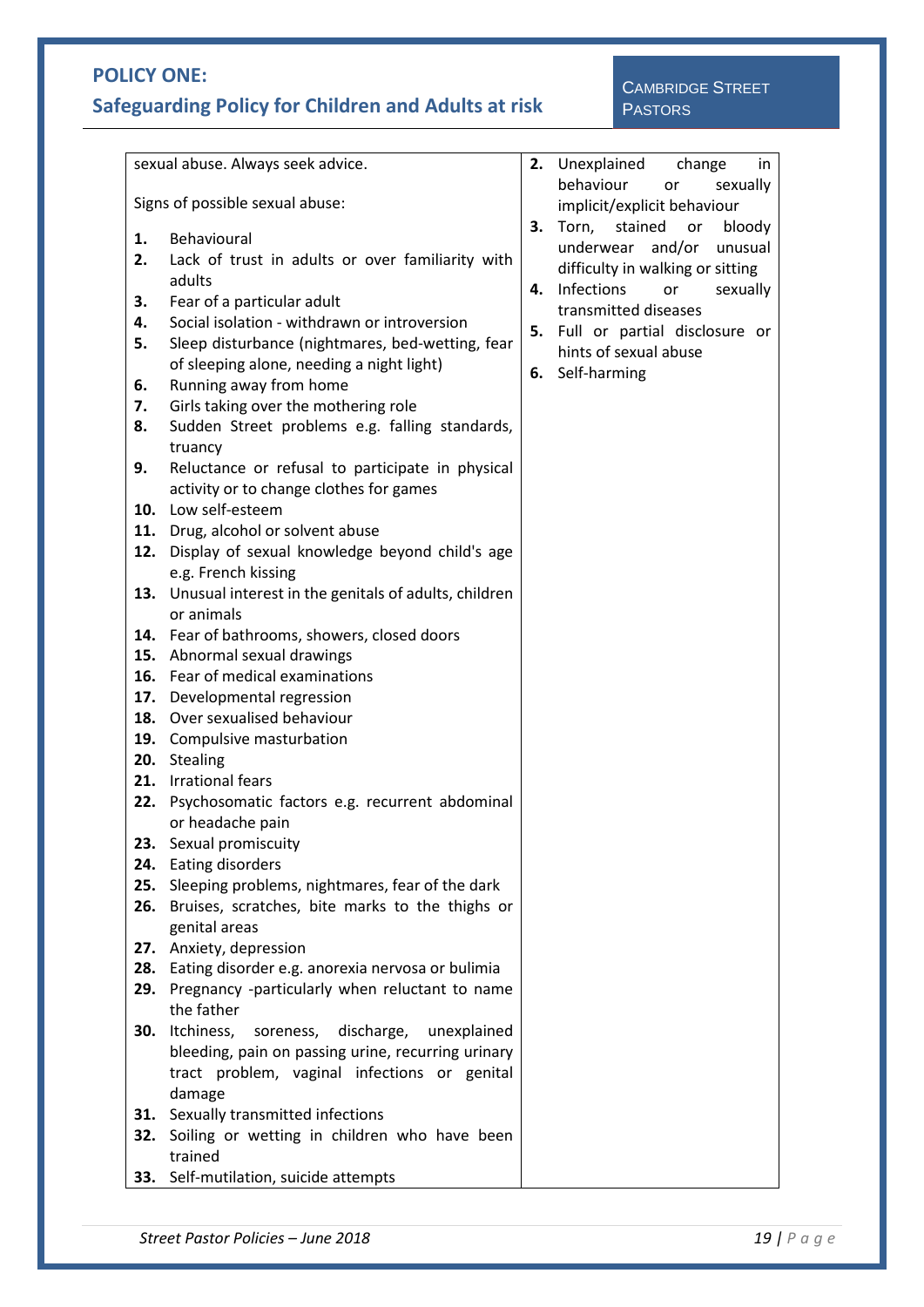sexual abuse. Always seek advice.

Signs of possible sexual abuse:

1. Behavioural
2. Lack of trust in adults or over familiarity with adults
3. Fear of a particular adult
4. Social isolation - withdrawn or introversion
5. Sleep disturbance (nightmares, bed-wetting, fear of sleeping alone, needing a night light)
6. Running away from home
7. Girls taking over the mothering role
8. Sudden Street problems e.g. falling standards, truancy
9. Reluctance or refusal to participate in physical activity or to change clothes for games
10. Low self-esteem
11. Drug, alcohol or solvent abuse
12. Display of sexual knowledge beyond child's age e.g. French kissing
13. Unusual interest in the genitals of adults, children or animals
14. Fear of bathrooms, showers, closed doors
15. Abnormal sexual drawings
16. Fear of medical examinations
17. Developmental regression
18. Over sexualised behaviour
19. Compulsive masturbation
20. Stealing
21. Irrational fears
22. Psychosomatic factors e.g. recurrent abdominal or headache pain
23. Sexual promiscuity
24. Eating disorders
25. Sleeping problems, nightmares, fear of the dark
26. Bruises, scratches, bite marks to the thighs or genital areas
27. Anxiety, depression
28. Eating disorder e.g. anorexia nervosa or bulimia
29. Pregnancy -particularly when reluctant to name the father
30. Itchiness, soreness, discharge, unexplained bleeding, pain on passing urine, recurring urinary tract problem, vaginal infections or genital damage
31. Sexually transmitted infections
32. Soiling or wetting in children who have been trained
33. Self-mutilation, suicide attempts

2. Unexplained change in behaviour or sexually implicit/explicit behaviour
3. Torn, stained or bloody underwear and/or unusual difficulty in walking or sitting
4. Infections or sexually transmitted diseases
5. Full or partial disclosure or hints of sexual abuse
6. Self-harming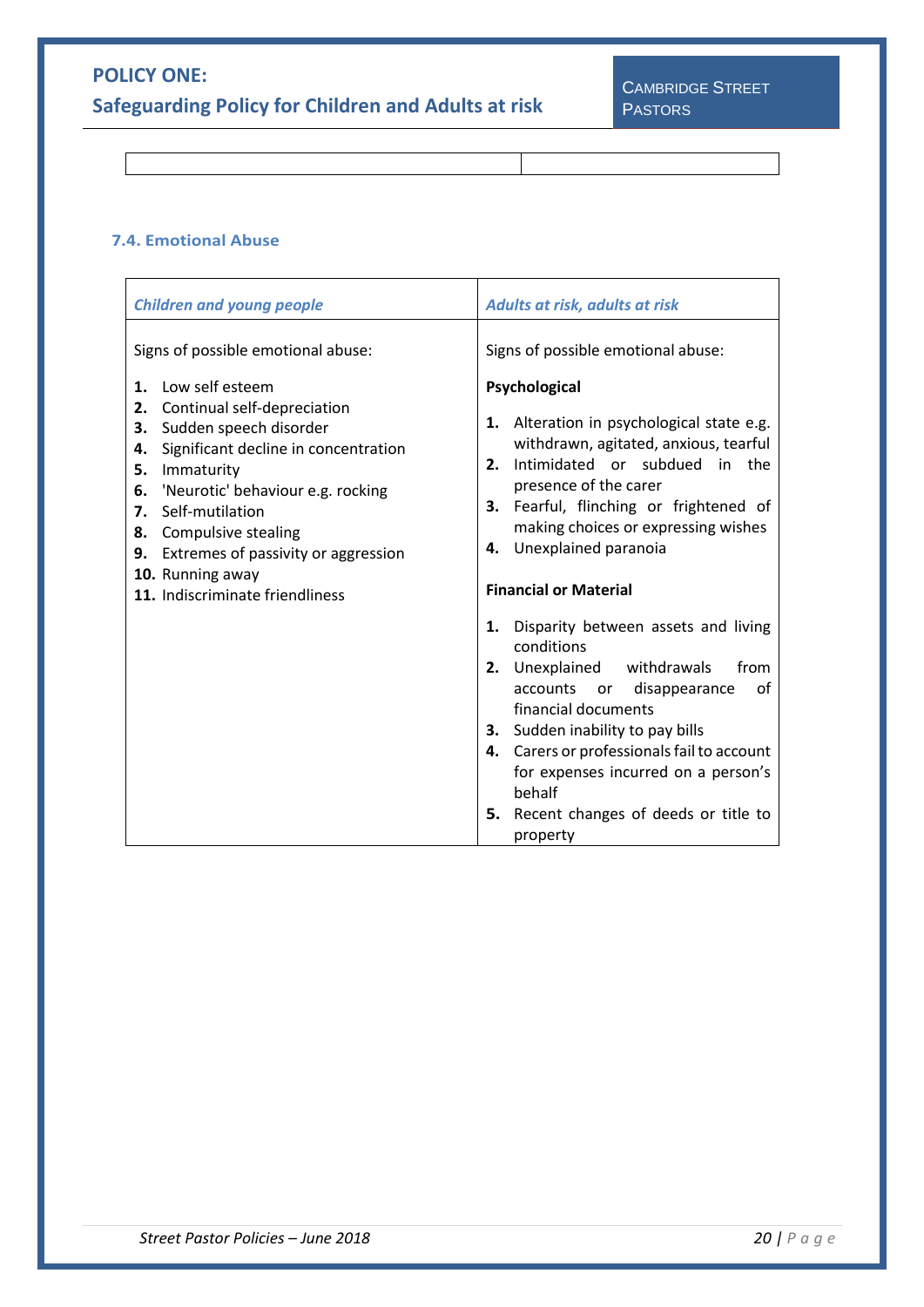### 7.4. Emotional Abuse

| *Children and young people* | *Adults at risk, adults at risk* |
|---|---|
| Signs of possible emotional abuse:<br><br>**1.** Low self esteem<br>**2.** Continual self-depreciation<br>**3.** Sudden speech disorder<br>**4.** Significant decline in concentration<br>**5.** Immaturity<br>**6.** 'Neurotic' behaviour e.g. rocking<br>**7.** Self-mutilation<br>**8.** Compulsive stealing<br>**9.** Extremes of passivity or aggression<br>**10.** Running away<br>**11.** Indiscriminate friendliness | Signs of possible emotional abuse:<br><br>**Psychological**<br><br>**1.** Alteration in psychological state e.g. withdrawn, agitated, anxious, tearful<br>**2.** Intimidated or subdued in the presence of the carer<br>**3.** Fearful, flinching or frightened of making choices or expressing wishes<br>**4.** Unexplained paranoia<br><br>**Financial or Material**<br><br>**1.** Disparity between assets and living conditions<br>**2.** Unexplained withdrawals from accounts or disappearance of financial documents<br>**3.** Sudden inability to pay bills<br>**4.** Carers or professionals fail to account for expenses incurred on a person's behalf<br>**5.** Recent changes of deeds or title to property |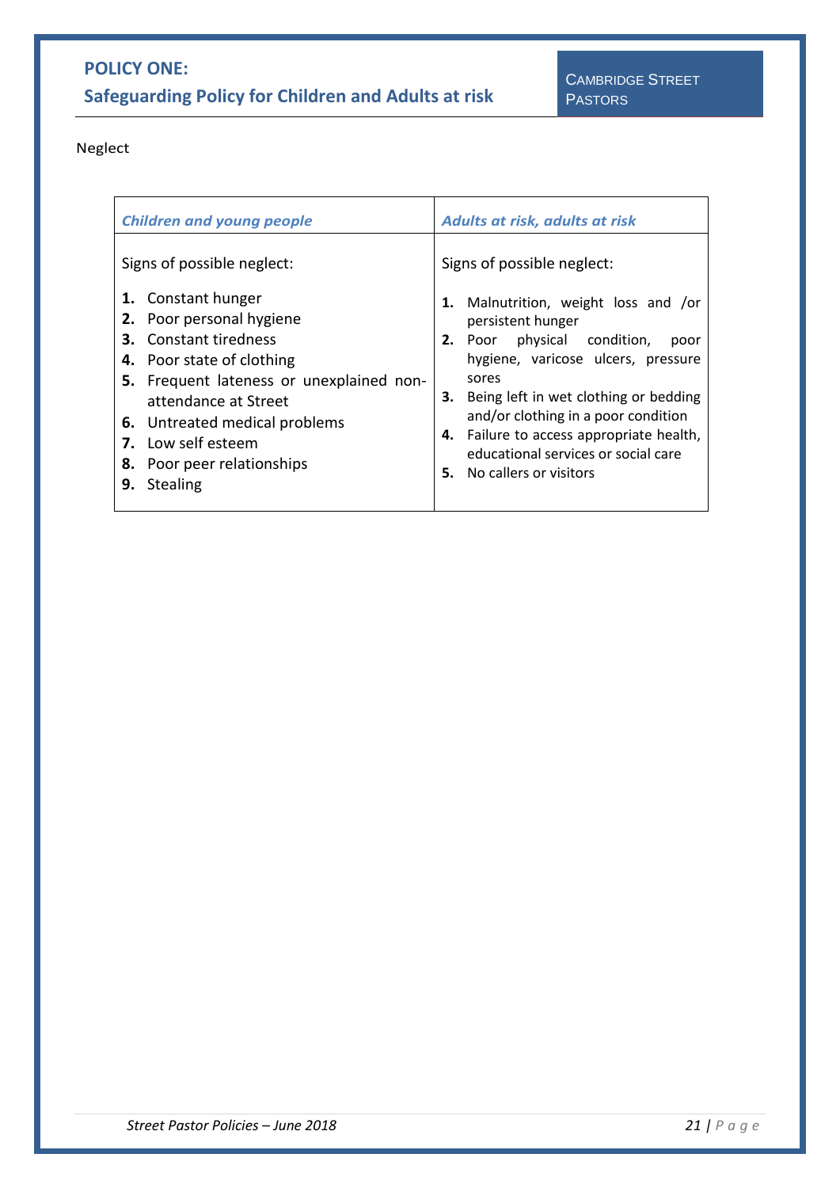Neglect

| *Children and young people* | *Adults at risk, adults at risk* |
|---|---|
| Signs of possible neglect:<br><br>**1.** Constant hunger<br>**2.** Poor personal hygiene<br>**3.** Constant tiredness<br>**4.** Poor state of clothing<br>**5.** Frequent lateness or unexplained non-attendance at Street<br>**6.** Untreated medical problems<br>**7.** Low self esteem<br>**8.** Poor peer relationships<br>**9.** Stealing | Signs of possible neglect:<br><br>**1.** Malnutrition, weight loss and /or persistent hunger<br>**2.** Poor physical condition, poor hygiene, varicose ulcers, pressure sores<br>**3.** Being left in wet clothing or bedding and/or clothing in a poor condition<br>**4.** Failure to access appropriate health, educational services or social care<br>**5.** No callers or visitors |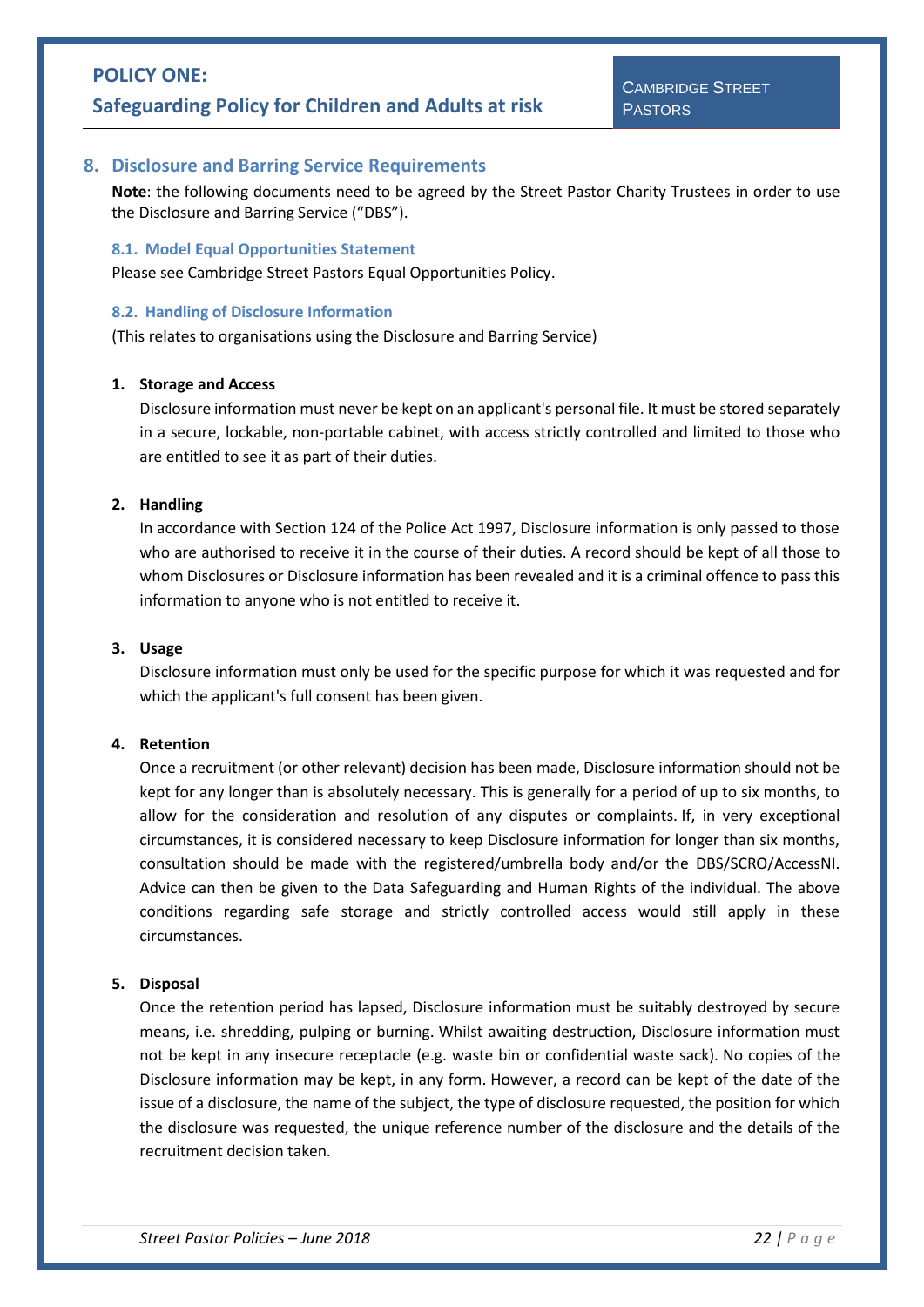## 8. Disclosure and Barring Service Requirements

**Note**: the following documents need to be agreed by the Street Pastor Charity Trustees in order to use the Disclosure and Barring Service ("DBS").

### 8.1. Model Equal Opportunities Statement

Please see Cambridge Street Pastors Equal Opportunities Policy.

### 8.2. Handling of Disclosure Information

(This relates to organisations using the Disclosure and Barring Service)

1. **Storage and Access**

   Disclosure information must never be kept on an applicant's personal file. It must be stored separately in a secure, lockable, non-portable cabinet, with access strictly controlled and limited to those who are entitled to see it as part of their duties.

2. **Handling**

   In accordance with Section 124 of the Police Act 1997, Disclosure information is only passed to those who are authorised to receive it in the course of their duties. A record should be kept of all those to whom Disclosures or Disclosure information has been revealed and it is a criminal offence to pass this information to anyone who is not entitled to receive it.

3. **Usage**

   Disclosure information must only be used for the specific purpose for which it was requested and for which the applicant's full consent has been given.

4. **Retention**

   Once a recruitment (or other relevant) decision has been made, Disclosure information should not be kept for any longer than is absolutely necessary. This is generally for a period of up to six months, to allow for the consideration and resolution of any disputes or complaints. If, in very exceptional circumstances, it is considered necessary to keep Disclosure information for longer than six months, consultation should be made with the registered/umbrella body and/or the DBS/SCRO/AccessNI. Advice can then be given to the Data Safeguarding and Human Rights of the individual. The above conditions regarding safe storage and strictly controlled access would still apply in these circumstances.

5. **Disposal**

   Once the retention period has lapsed, Disclosure information must be suitably destroyed by secure means, i.e. shredding, pulping or burning. Whilst awaiting destruction, Disclosure information must not be kept in any insecure receptacle (e.g. waste bin or confidential waste sack). No copies of the Disclosure information may be kept, in any form. However, a record can be kept of the date of the issue of a disclosure, the name of the subject, the type of disclosure requested, the position for which the disclosure was requested, the unique reference number of the disclosure and the details of the recruitment decision taken.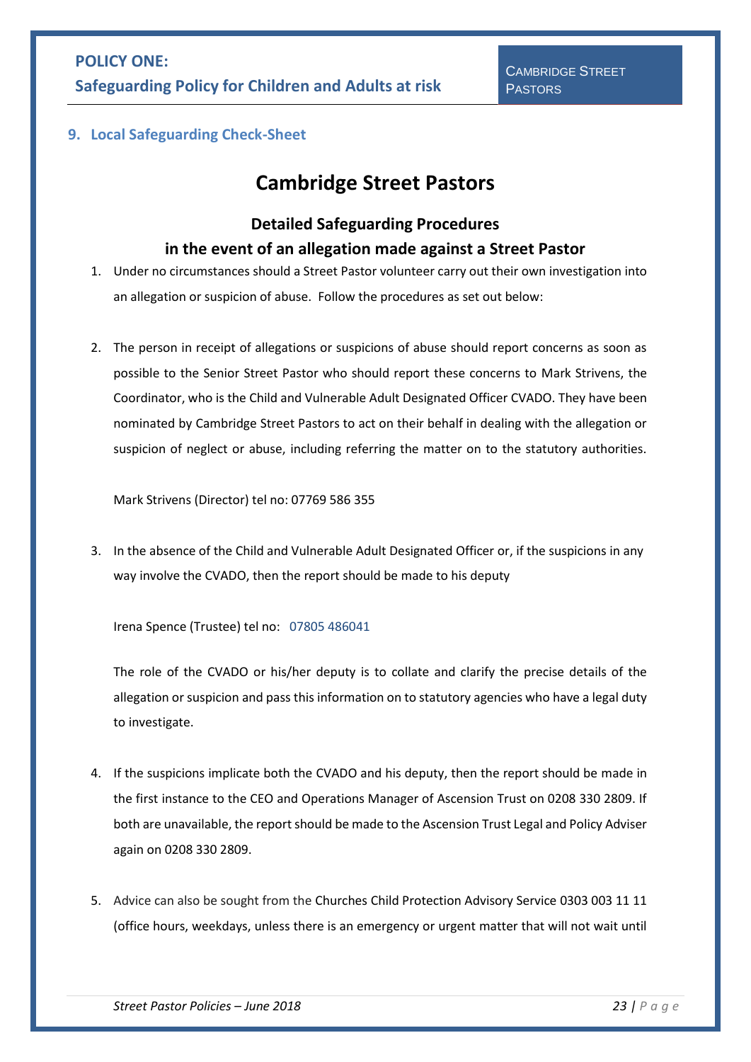## 9. Local Safeguarding Check-Sheet

# Cambridge Street Pastors

### Detailed Safeguarding Procedures in the event of an allegation made against a Street Pastor

1. Under no circumstances should a Street Pastor volunteer carry out their own investigation into an allegation or suspicion of abuse. Follow the procedures as set out below:

2. The person in receipt of allegations or suspicions of abuse should report concerns as soon as possible to the Senior Street Pastor who should report these concerns to Mark Strivens, the Coordinator, who is the Child and Vulnerable Adult Designated Officer CVADO. They have been nominated by Cambridge Street Pastors to act on their behalf in dealing with the allegation or suspicion of neglect or abuse, including referring the matter on to the statutory authorities.

   Mark Strivens (Director) tel no: 07769 586 355

3. In the absence of the Child and Vulnerable Adult Designated Officer or, if the suspicions in any way involve the CVADO, then the report should be made to his deputy

   Irena Spence (Trustee) tel no: 07805 486041

   The role of the CVADO or his/her deputy is to collate and clarify the precise details of the allegation or suspicion and pass this information on to statutory agencies who have a legal duty to investigate.

4. If the suspicions implicate both the CVADO and his deputy, then the report should be made in the first instance to the CEO and Operations Manager of Ascension Trust on 0208 330 2809. If both are unavailable, the report should be made to the Ascension Trust Legal and Policy Adviser again on 0208 330 2809.

5. Advice can also be sought from the Churches Child Protection Advisory Service 0303 003 11 11 (office hours, weekdays, unless there is an emergency or urgent matter that will not wait until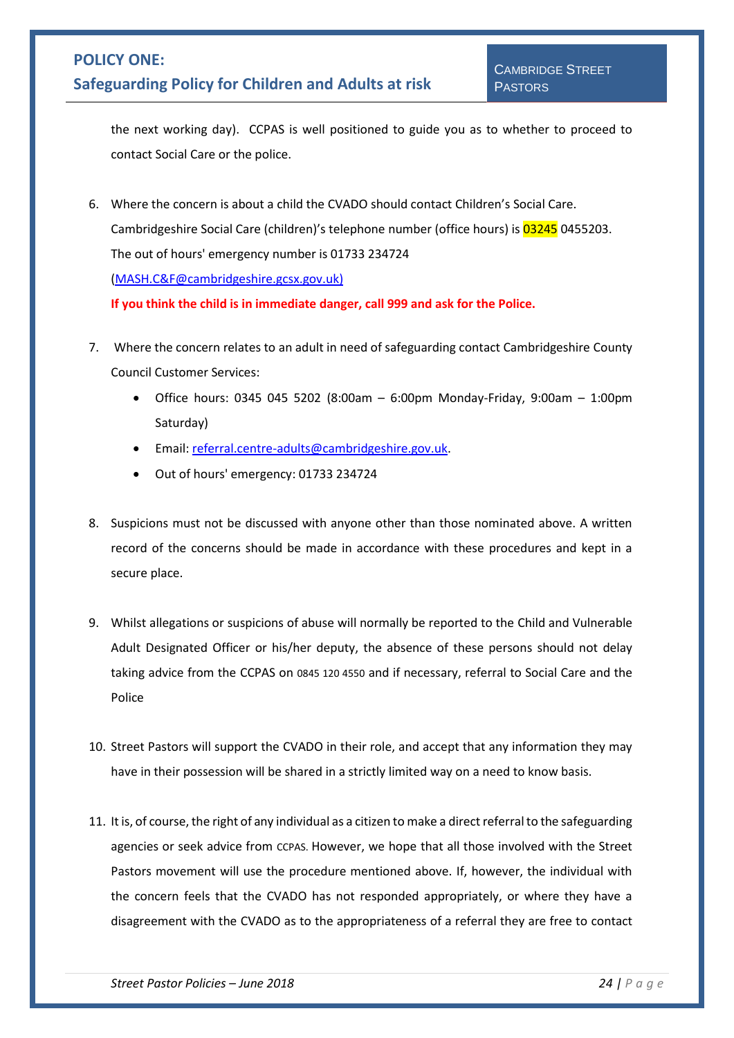the next working day). CCPAS is well positioned to guide you as to whether to proceed to contact Social Care or the police.

6. Where the concern is about a child the CVADO should contact Children's Social Care. Cambridgeshire Social Care (children)'s telephone number (office hours) is 03245 0455203. The out of hours' emergency number is 01733 234724 (MASH.C&F@cambridgeshire.gcsx.gov.uk)

   **If you think the child is in immediate danger, call 999 and ask for the Police.**

7. Where the concern relates to an adult in need of safeguarding contact Cambridgeshire County Council Customer Services:
   - Office hours: 0345 045 5202 (8:00am – 6:00pm Monday-Friday, 9:00am – 1:00pm Saturday)
   - Email: referral.centre-adults@cambridgeshire.gov.uk.
   - Out of hours' emergency: 01733 234724

8. Suspicions must not be discussed with anyone other than those nominated above. A written record of the concerns should be made in accordance with these procedures and kept in a secure place.

9. Whilst allegations or suspicions of abuse will normally be reported to the Child and Vulnerable Adult Designated Officer or his/her deputy, the absence of these persons should not delay taking advice from the CCPAS on 0845 120 4550 and if necessary, referral to Social Care and the Police

10. Street Pastors will support the CVADO in their role, and accept that any information they may have in their possession will be shared in a strictly limited way on a need to know basis.

11. It is, of course, the right of any individual as a citizen to make a direct referral to the safeguarding agencies or seek advice from CCPAS. However, we hope that all those involved with the Street Pastors movement will use the procedure mentioned above. If, however, the individual with the concern feels that the CVADO has not responded appropriately, or where they have a disagreement with the CVADO as to the appropriateness of a referral they are free to contact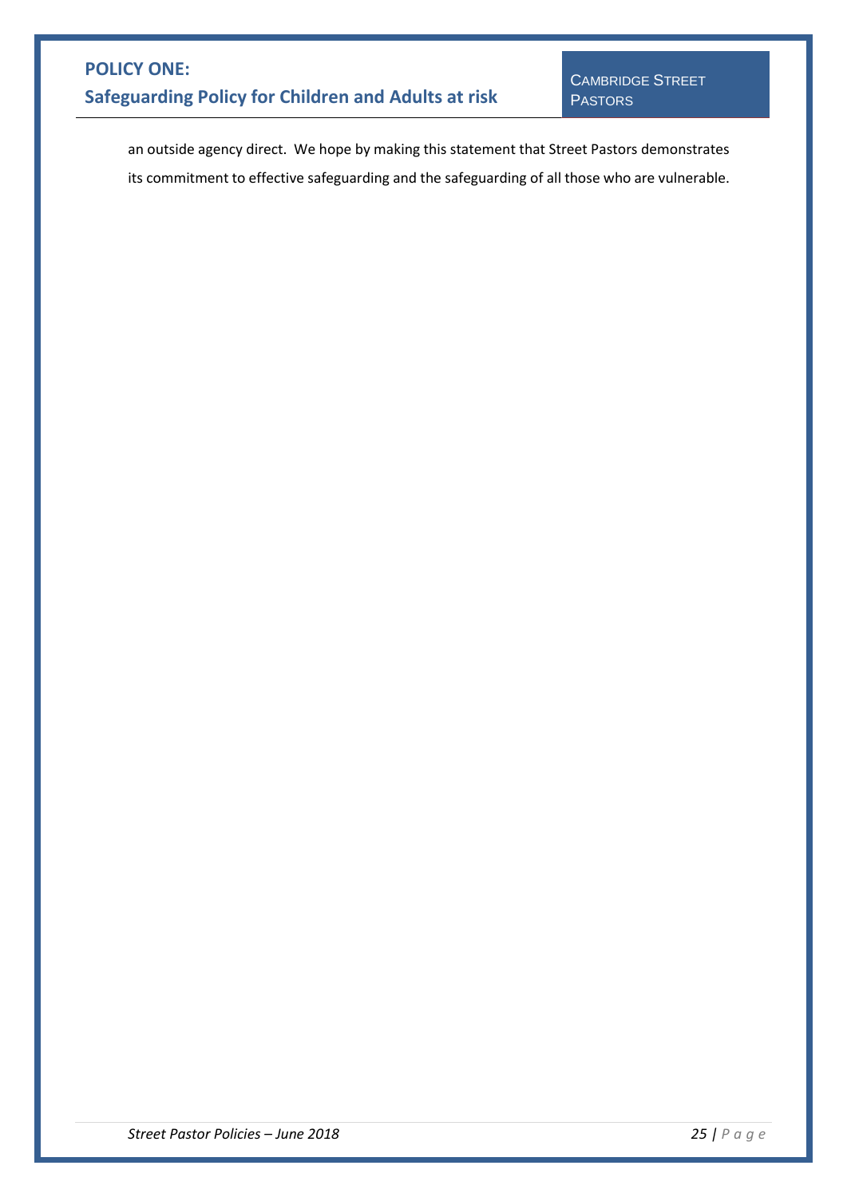an outside agency direct. We hope by making this statement that Street Pastors demonstrates its commitment to effective safeguarding and the safeguarding of all those who are vulnerable.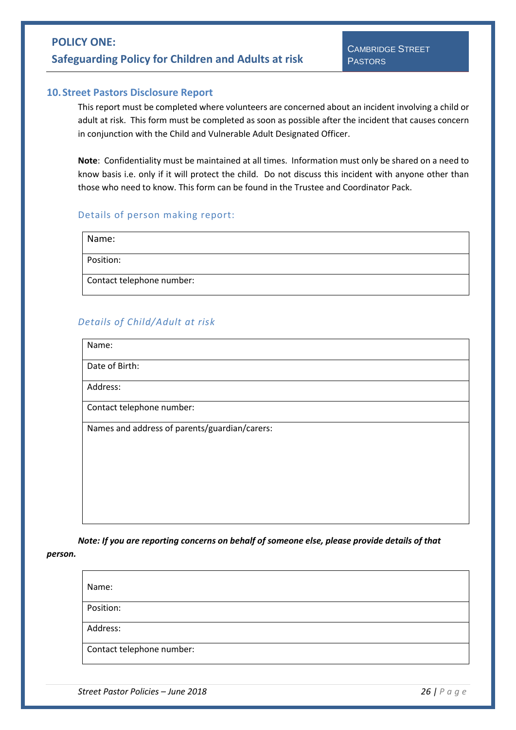## 10. Street Pastors Disclosure Report

This report must be completed where volunteers are concerned about an incident involving a child or adult at risk. This form must be completed as soon as possible after the incident that causes concern in conjunction with the Child and Vulnerable Adult Designated Officer.

**Note**: Confidentiality must be maintained at all times. Information must only be shared on a need to know basis i.e. only if it will protect the child. Do not discuss this incident with anyone other than those who need to know. This form can be found in the Trustee and Coordinator Pack.

### Details of person making report:

| Name: |
|---|
| Position: |
| Contact telephone number: |

### *Details of Child/Adult at risk*

| Name: |
|---|
| Date of Birth: |
| Address: |
| Contact telephone number: |
| Names and address of parents/guardian/carers: |

***Note: If you are reporting concerns on behalf of someone else, please provide details of that person.***

| Name: |
|---|
| Position: |
| Address: |
| Contact telephone number: |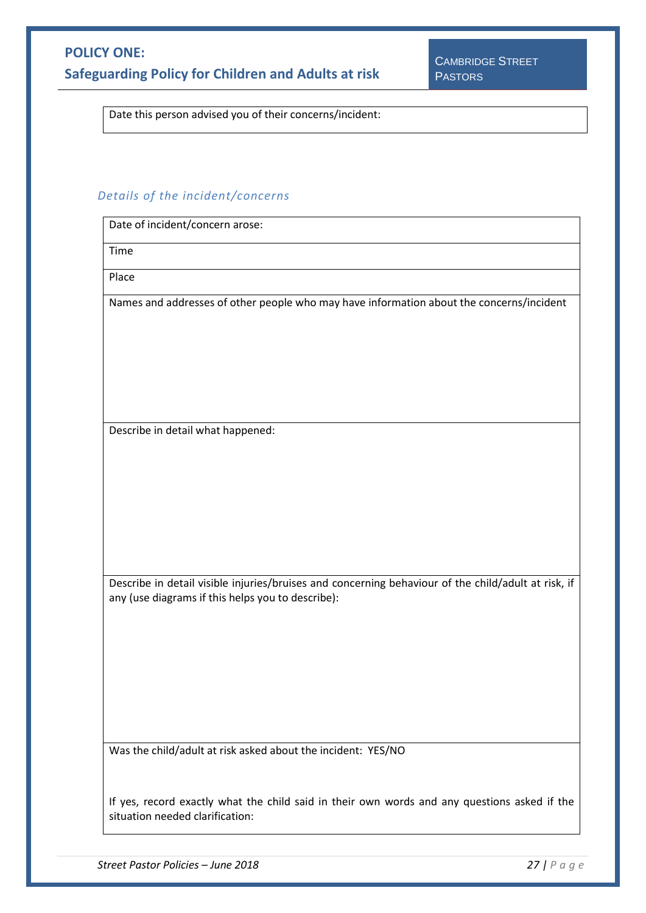| Date this person advised you of their concerns/incident: |
|---|

*Details of the incident/concerns*

| Date of incident/concern arose: |
|---|
| Time |
| Place |
| Names and addresses of other people who may have information about the concerns/incident |
| Describe in detail what happened: |
| Describe in detail visible injuries/bruises and concerning behaviour of the child/adult at risk, if any (use diagrams if this helps you to describe): |
| Was the child/adult at risk asked about the incident: YES/NO<br><br>If yes, record exactly what the child said in their own words and any questions asked if the situation needed clarification: |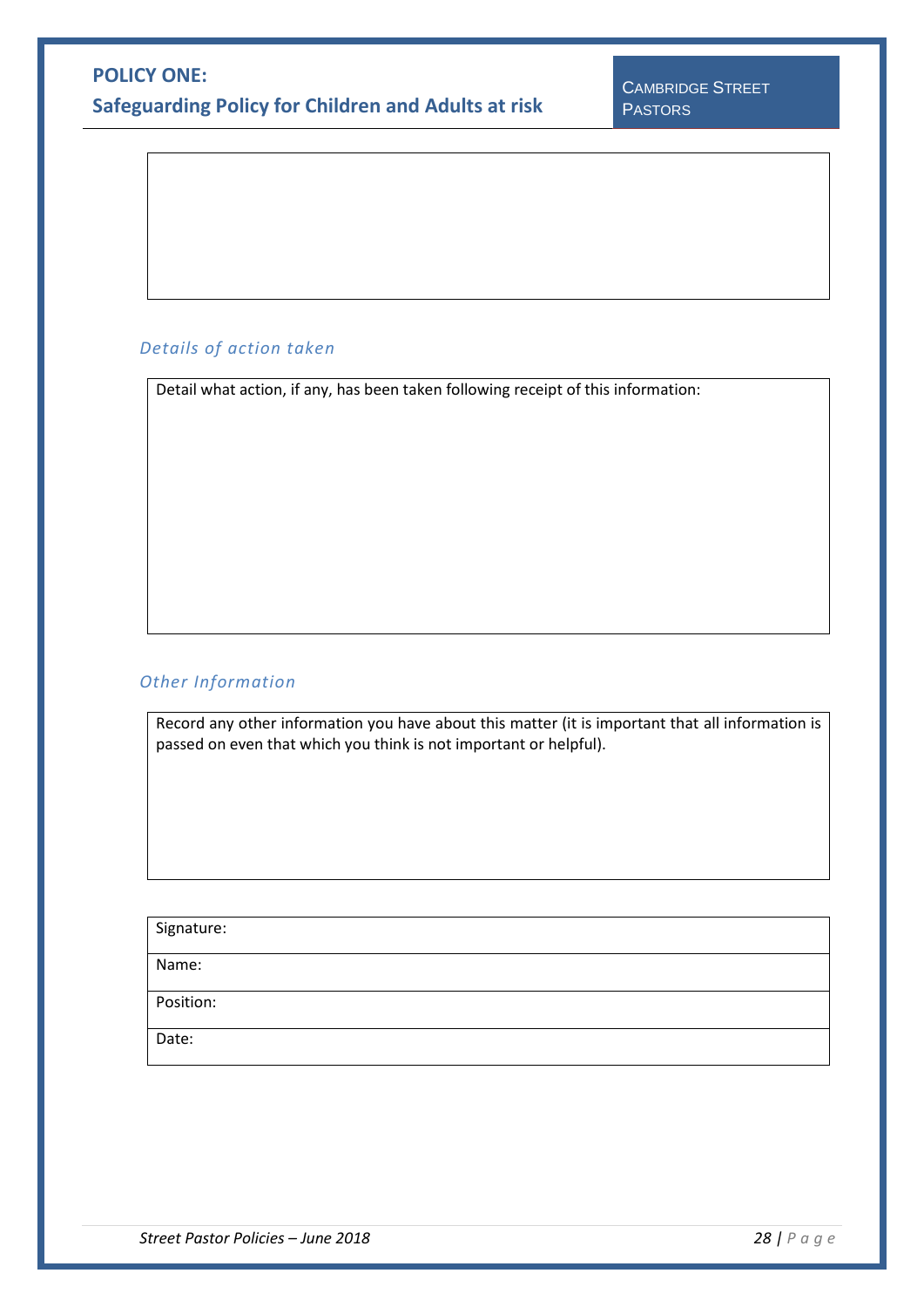*Details of action taken*

| Detail what action, if any, has been taken following receipt of this information: |
|---|

*Other Information*

| Record any other information you have about this matter (it is important that all information is passed on even that which you think is not important or helpful). |
|---|

| Signature: |
|---|
| Name: |
| Position: |
| Date: |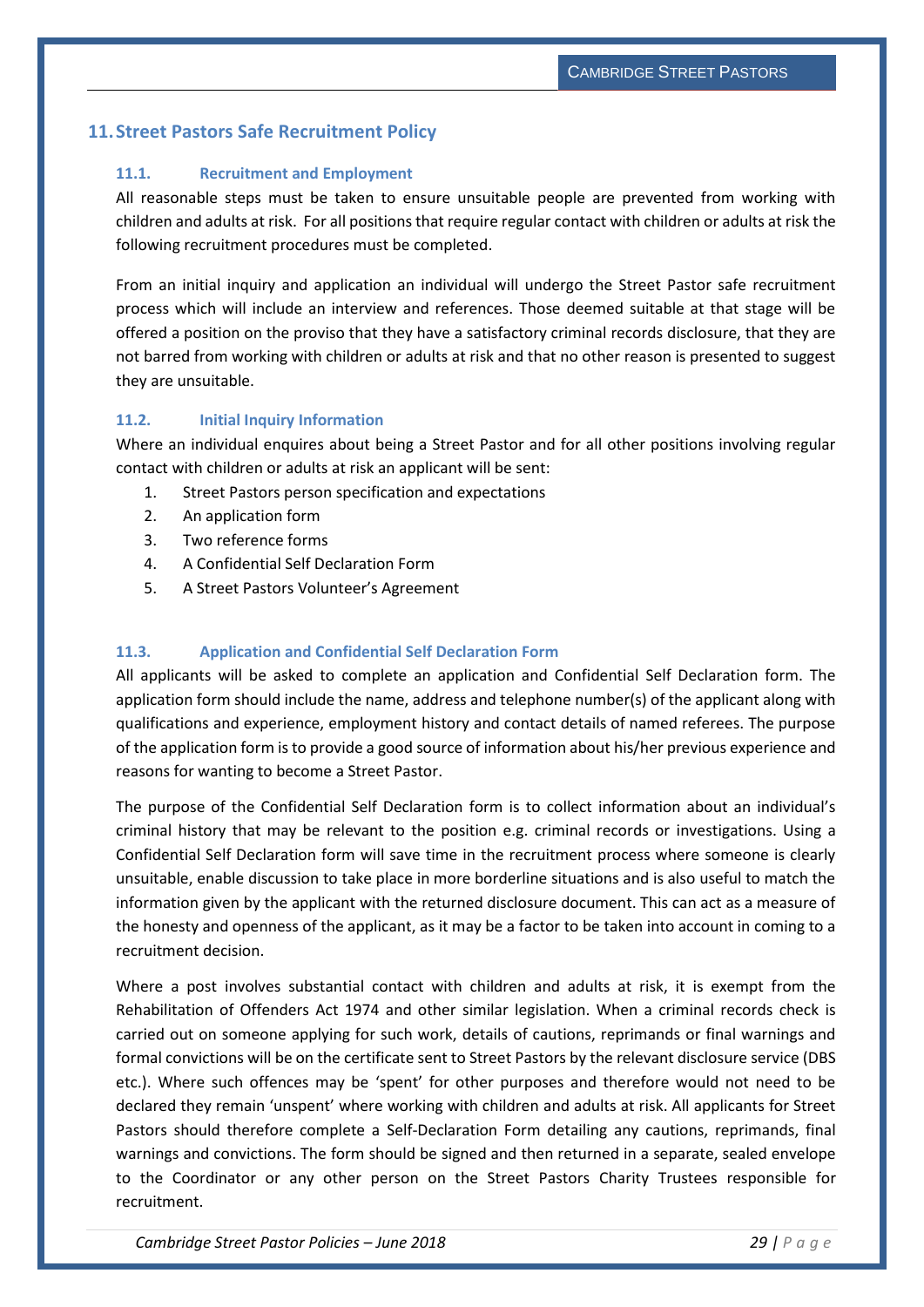## 11. Street Pastors Safe Recruitment Policy

### 11.1. Recruitment and Employment

All reasonable steps must be taken to ensure unsuitable people are prevented from working with children and adults at risk. For all positions that require regular contact with children or adults at risk the following recruitment procedures must be completed.

From an initial inquiry and application an individual will undergo the Street Pastor safe recruitment process which will include an interview and references. Those deemed suitable at that stage will be offered a position on the proviso that they have a satisfactory criminal records disclosure, that they are not barred from working with children or adults at risk and that no other reason is presented to suggest they are unsuitable.

### 11.2. Initial Inquiry Information

Where an individual enquires about being a Street Pastor and for all other positions involving regular contact with children or adults at risk an applicant will be sent:

1. Street Pastors person specification and expectations
2. An application form
3. Two reference forms
4. A Confidential Self Declaration Form
5. A Street Pastors Volunteer's Agreement

### 11.3. Application and Confidential Self Declaration Form

All applicants will be asked to complete an application and Confidential Self Declaration form. The application form should include the name, address and telephone number(s) of the applicant along with qualifications and experience, employment history and contact details of named referees. The purpose of the application form is to provide a good source of information about his/her previous experience and reasons for wanting to become a Street Pastor.

The purpose of the Confidential Self Declaration form is to collect information about an individual's criminal history that may be relevant to the position e.g. criminal records or investigations. Using a Confidential Self Declaration form will save time in the recruitment process where someone is clearly unsuitable, enable discussion to take place in more borderline situations and is also useful to match the information given by the applicant with the returned disclosure document. This can act as a measure of the honesty and openness of the applicant, as it may be a factor to be taken into account in coming to a recruitment decision.

Where a post involves substantial contact with children and adults at risk, it is exempt from the Rehabilitation of Offenders Act 1974 and other similar legislation. When a criminal records check is carried out on someone applying for such work, details of cautions, reprimands or final warnings and formal convictions will be on the certificate sent to Street Pastors by the relevant disclosure service (DBS etc.). Where such offences may be 'spent' for other purposes and therefore would not need to be declared they remain 'unspent' where working with children and adults at risk. All applicants for Street Pastors should therefore complete a Self-Declaration Form detailing any cautions, reprimands, final warnings and convictions. The form should be signed and then returned in a separate, sealed envelope to the Coordinator or any other person on the Street Pastors Charity Trustees responsible for recruitment.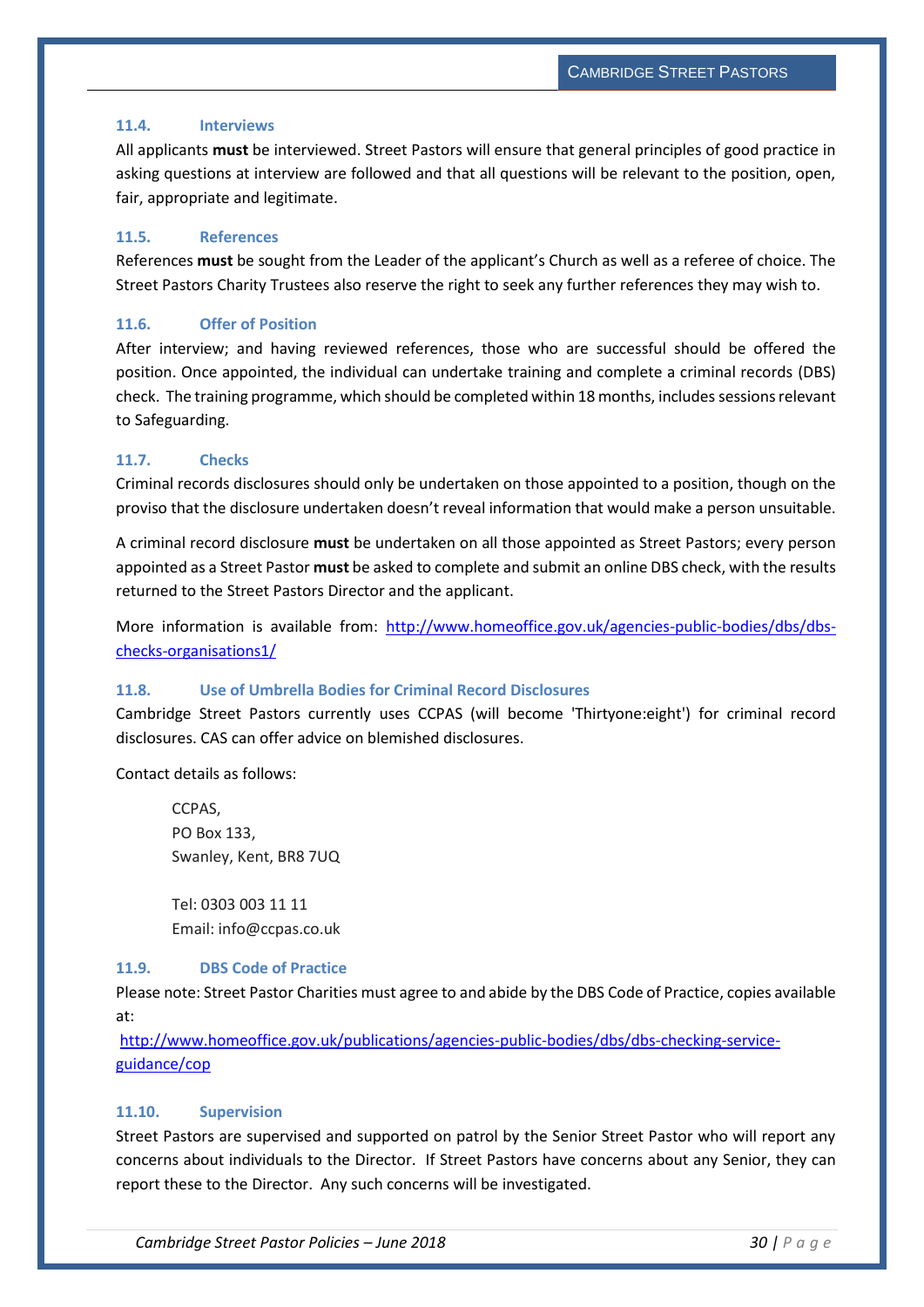### 11.4. Interviews

All applicants **must** be interviewed. Street Pastors will ensure that general principles of good practice in asking questions at interview are followed and that all questions will be relevant to the position, open, fair, appropriate and legitimate.

### 11.5. References

References **must** be sought from the Leader of the applicant's Church as well as a referee of choice. The Street Pastors Charity Trustees also reserve the right to seek any further references they may wish to.

### 11.6. Offer of Position

After interview; and having reviewed references, those who are successful should be offered the position. Once appointed, the individual can undertake training and complete a criminal records (DBS) check. The training programme, which should be completed within 18 months, includes sessions relevant to Safeguarding.

### 11.7. Checks

Criminal records disclosures should only be undertaken on those appointed to a position, though on the proviso that the disclosure undertaken doesn't reveal information that would make a person unsuitable.

A criminal record disclosure **must** be undertaken on all those appointed as Street Pastors; every person appointed as a Street Pastor **must** be asked to complete and submit an online DBS check, with the results returned to the Street Pastors Director and the applicant.

More information is available from: [http://www.homeoffice.gov.uk/agencies-public-bodies/dbs/dbs-checks-organisations1/](http://www.homeoffice.gov.uk/agencies-public-bodies/dbs/dbs-checks-organisations1/)

### 11.8. Use of Umbrella Bodies for Criminal Record Disclosures

Cambridge Street Pastors currently uses CCPAS (will become 'Thirtyone:eight') for criminal record disclosures. CAS can offer advice on blemished disclosures.

Contact details as follows:

> CCPAS,
> PO Box 133,
> Swanley, Kent, BR8 7UQ
>
> Tel: 0303 003 11 11
> Email: info@ccpas.co.uk

### 11.9. DBS Code of Practice

Please note: Street Pastor Charities must agree to and abide by the DBS Code of Practice, copies available at:

[http://www.homeoffice.gov.uk/publications/agencies-public-bodies/dbs/dbs-checking-service-guidance/cop](http://www.homeoffice.gov.uk/publications/agencies-public-bodies/dbs/dbs-checking-service-guidance/cop)

### 11.10. Supervision

Street Pastors are supervised and supported on patrol by the Senior Street Pastor who will report any concerns about individuals to the Director. If Street Pastors have concerns about any Senior, they can report these to the Director. Any such concerns will be investigated.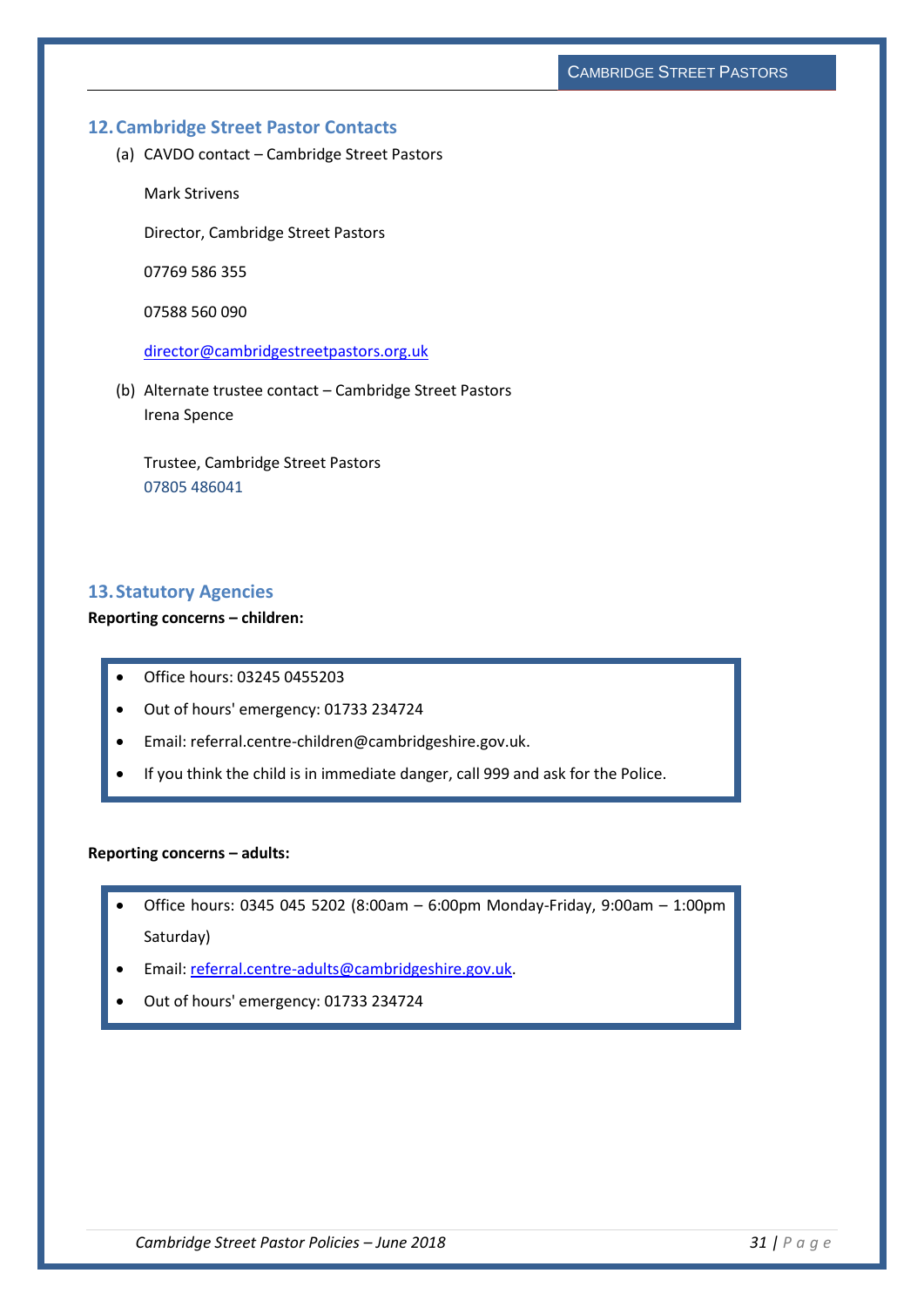## 12. Cambridge Street Pastor Contacts

(a) CAVDO contact – Cambridge Street Pastors

Mark Strivens

Director, Cambridge Street Pastors

07769 586 355

07588 560 090

director@cambridgestreetpastors.org.uk

(b) Alternate trustee contact – Cambridge Street Pastors
Irena Spence

Trustee, Cambridge Street Pastors
07805 486041

## 13. Statutory Agencies

**Reporting concerns – children:**

- Office hours: 03245 0455203
- Out of hours' emergency: 01733 234724
- Email: referral.centre-children@cambridgeshire.gov.uk.
- If you think the child is in immediate danger, call 999 and ask for the Police.

**Reporting concerns – adults:**

- Office hours: 0345 045 5202 (8:00am – 6:00pm Monday-Friday, 9:00am – 1:00pm Saturday)
- Email: referral.centre-adults@cambridgeshire.gov.uk.
- Out of hours' emergency: 01733 234724